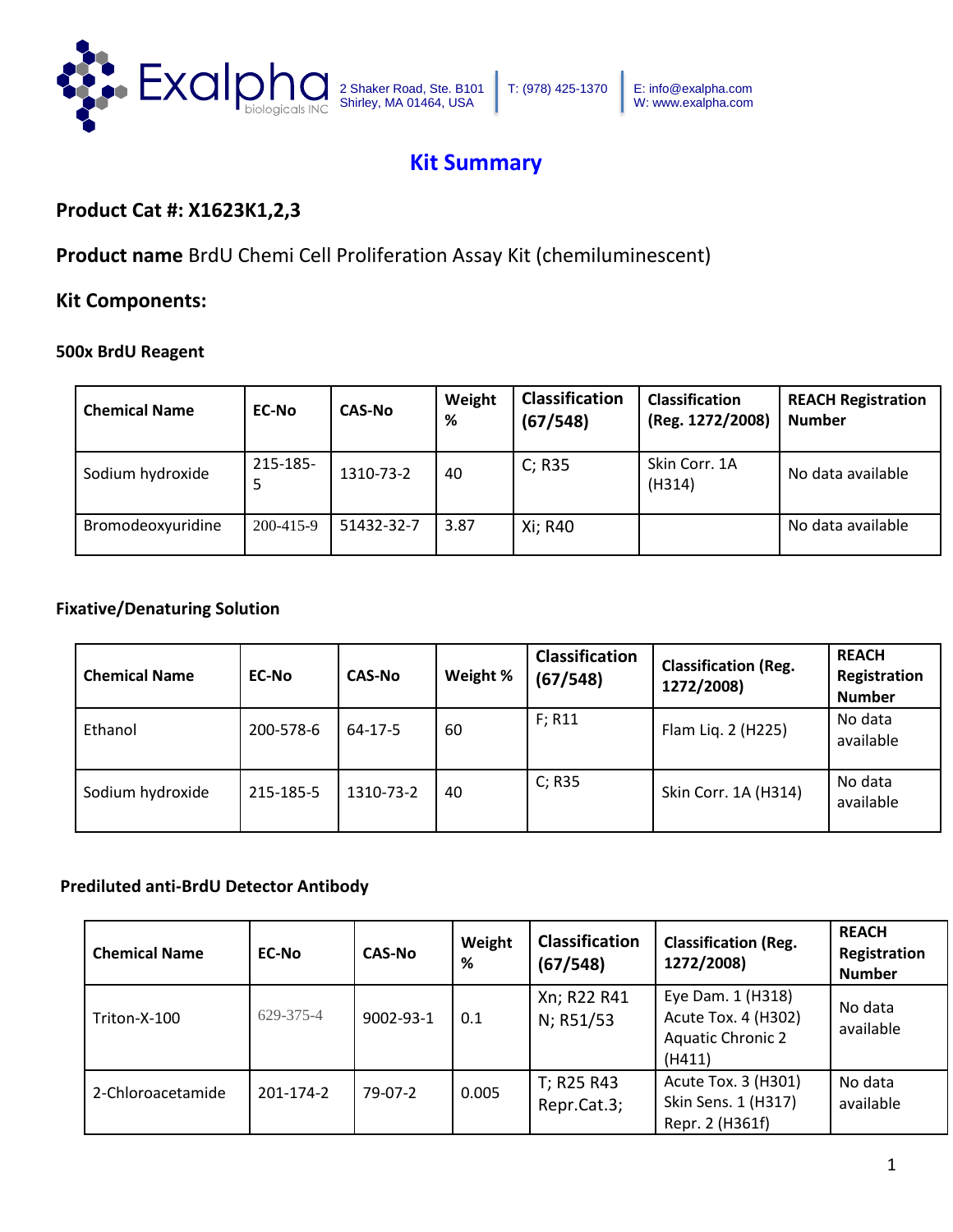Exalpha biologicals INC

2 Shaker Road, Ste. B101
Shirley, MA 01464, USA

T: (978) 425-1370

E: info@exalpha.com
W: www.exalpha.com

# Kit Summary

### Product Cat #: X1623K1,2,3

### **Product name** BrdU Chemi Cell Proliferation Assay Kit (chemiluminescent)

### Kit Components:

#### 500x BrdU Reagent

| Chemical Name | EC-No | CAS-No | Weight % | Classification (67/548) | Classification (Reg. 1272/2008) | REACH Registration Number |
|---|---|---|---|---|---|---|
| Sodium hydroxide | 215-185-5 | 1310-73-2 | 40 | C; R35 | Skin Corr. 1A (H314) | No data available |
| Bromodeoxyuridine | 200-415-9 | 51432-32-7 | 3.87 | Xi; R40 | | No data available |

#### Fixative/Denaturing Solution

| Chemical Name | EC-No | CAS-No | Weight % | Classification (67/548) | Classification (Reg. 1272/2008) | REACH Registration Number |
|---|---|---|---|---|---|---|
| Ethanol | 200-578-6 | 64-17-5 | 60 | F; R11 | Flam Liq. 2 (H225) | No data available |
| Sodium hydroxide | 215-185-5 | 1310-73-2 | 40 | C; R35 | Skin Corr. 1A (H314) | No data available |

#### Prediluted anti-BrdU Detector Antibody

| Chemical Name | EC-No | CAS-No | Weight % | Classification (67/548) | Classification (Reg. 1272/2008) | REACH Registration Number |
|---|---|---|---|---|---|---|
| Triton-X-100 | 629-375-4 | 9002-93-1 | 0.1 | Xn; R22 R41 N; R51/53 | Eye Dam. 1 (H318) Acute Tox. 4 (H302) Aquatic Chronic 2 (H411) | No data available |
| 2-Chloroacetamide | 201-174-2 | 79-07-2 | 0.005 | T; R25 R43 Repr.Cat.3; | Acute Tox. 3 (H301) Skin Sens. 1 (H317) Repr. 2 (H361f) | No data available |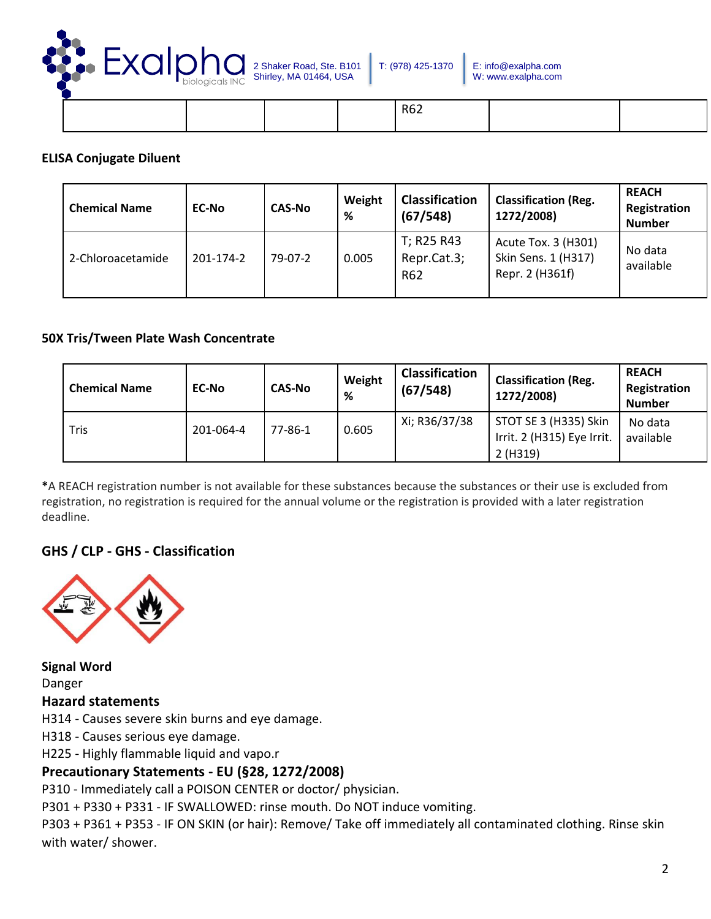| | | | | R62 | | |
|---|---|---|---|---|---|---|

**ELISA Conjugate Diluent**

| Chemical Name | EC-No | CAS-No | Weight % | Classification (67/548) | Classification (Reg. 1272/2008) | REACH Registration Number |
|---|---|---|---|---|---|---|
| 2-Chloroacetamide | 201-174-2 | 79-07-2 | 0.005 | T; R25 R43 Repr.Cat.3; R62 | Acute Tox. 3 (H301) Skin Sens. 1 (H317) Repr. 2 (H361f) | No data available |

**50X Tris/Tween Plate Wash Concentrate**

| Chemical Name | EC-No | CAS-No | Weight % | Classification (67/548) | Classification (Reg. 1272/2008) | REACH Registration Number |
|---|---|---|---|---|---|---|
| Tris | 201-064-4 | 77-86-1 | 0.605 | Xi; R36/37/38 | STOT SE 3 (H335) Skin Irrit. 2 (H315) Eye Irrit. 2 (H319) | No data available |

***A REACH registration number is not available for these substances because the substances or their use is excluded from registration, no registration is required for the annual volume or the registration is provided with a later registration deadline.

## GHS / CLP - GHS - Classification

**Signal Word**

Danger

### Hazard statements

H314 - Causes severe skin burns and eye damage.

H318 - Causes serious eye damage.

H225 - Highly flammable liquid and vapo.r

### Precautionary Statements - EU (§28, 1272/2008)

P310 - Immediately call a POISON CENTER or doctor/ physician.

P301 + P330 + P331 - IF SWALLOWED: rinse mouth. Do NOT induce vomiting.

P303 + P361 + P353 - IF ON SKIN (or hair): Remove/ Take off immediately all contaminated clothing. Rinse skin with water/ shower.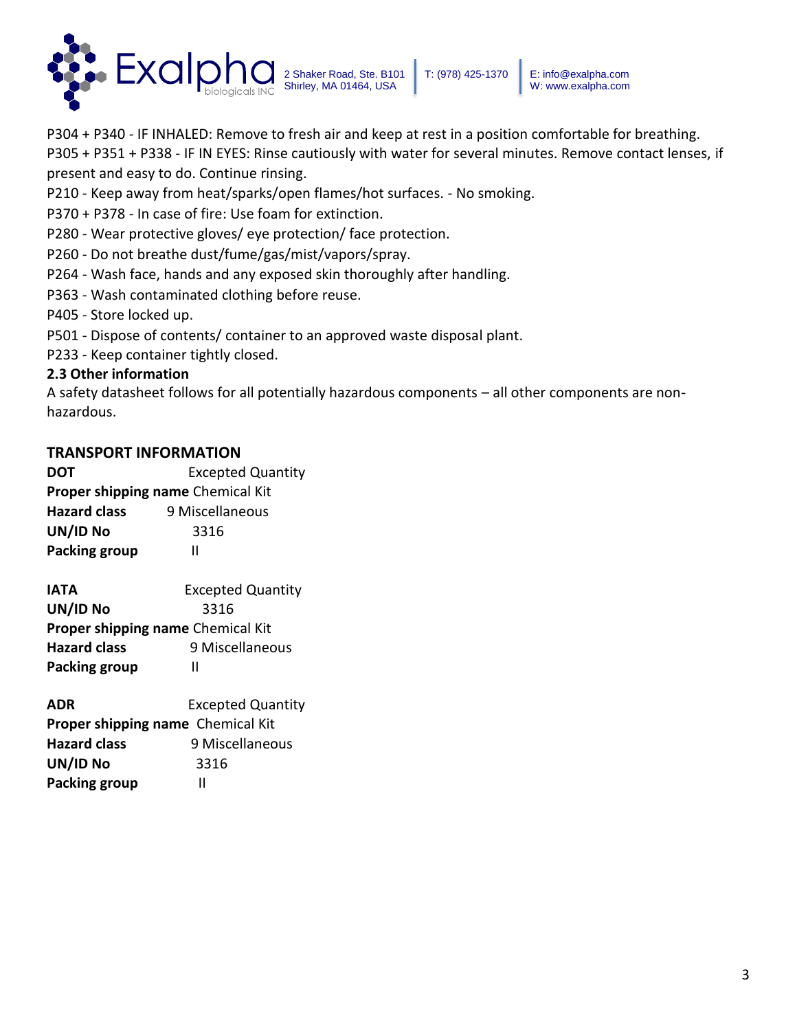P304 + P340 - IF INHALED: Remove to fresh air and keep at rest in a position comfortable for breathing.
P305 + P351 + P338 - IF IN EYES: Rinse cautiously with water for several minutes. Remove contact lenses, if present and easy to do. Continue rinsing.
P210 - Keep away from heat/sparks/open flames/hot surfaces. - No smoking.
P370 + P378 - In case of fire: Use foam for extinction.
P280 - Wear protective gloves/ eye protection/ face protection.
P260 - Do not breathe dust/fume/gas/mist/vapors/spray.
P264 - Wash face, hands and any exposed skin thoroughly after handling.
P363 - Wash contaminated clothing before reuse.
P405 - Store locked up.
P501 - Dispose of contents/ container to an approved waste disposal plant.
P233 - Keep container tightly closed.

**2.3 Other information**

A safety datasheet follows for all potentially hazardous components – all other components are non-hazardous.

## TRANSPORT INFORMATION

**DOT** Excepted Quantity
**Proper shipping name** Chemical Kit
**Hazard class** 9 Miscellaneous
**UN/ID No** 3316
**Packing group** II

**IATA** Excepted Quantity
**UN/ID No** 3316
**Proper shipping name** Chemical Kit
**Hazard class** 9 Miscellaneous
**Packing group** II

**ADR** Excepted Quantity
**Proper shipping name** Chemical Kit
**Hazard class** 9 Miscellaneous
**UN/ID No** 3316
**Packing group** II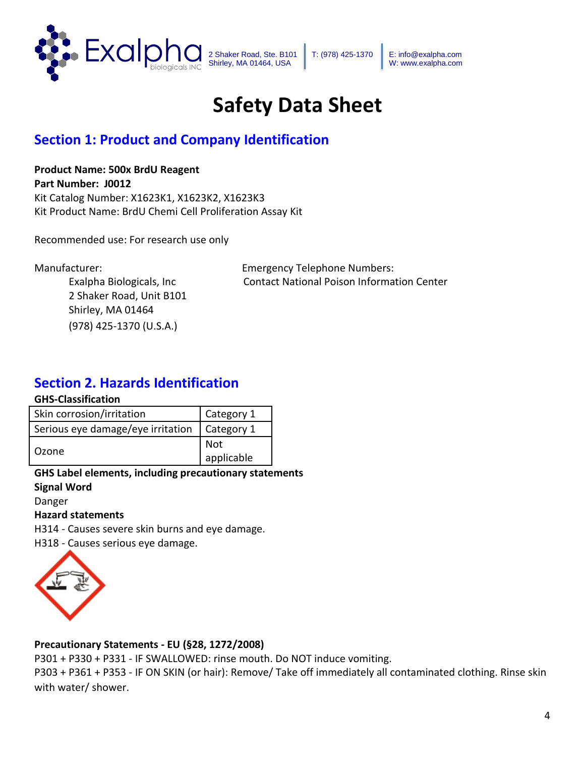# Safety Data Sheet

## Section 1: Product and Company Identification

**Product Name: 500x BrdU Reagent**
**Part Number: J0012**
Kit Catalog Number: X1623K1, X1623K2, X1623K3
Kit Product Name: BrdU Chemi Cell Proliferation Assay Kit

Recommended use: For research use only

Manufacturer:
Exalpha Biologicals, Inc
2 Shaker Road, Unit B101
Shirley, MA 01464
(978) 425-1370 (U.S.A.)

Emergency Telephone Numbers:
Contact National Poison Information Center

## Section 2. Hazards Identification

**GHS-Classification**

| Skin corrosion/irritation | Category 1 |
|---|---|
| Serious eye damage/eye irritation | Category 1 |
| Ozone | Not applicable |

**GHS Label elements, including precautionary statements**

**Signal Word**

Danger

**Hazard statements**

H314 - Causes severe skin burns and eye damage.

H318 - Causes serious eye damage.

**Precautionary Statements - EU (§28, 1272/2008)**

P301 + P330 + P331 - IF SWALLOWED: rinse mouth. Do NOT induce vomiting.

P303 + P361 + P353 - IF ON SKIN (or hair): Remove/ Take off immediately all contaminated clothing. Rinse skin with water/ shower.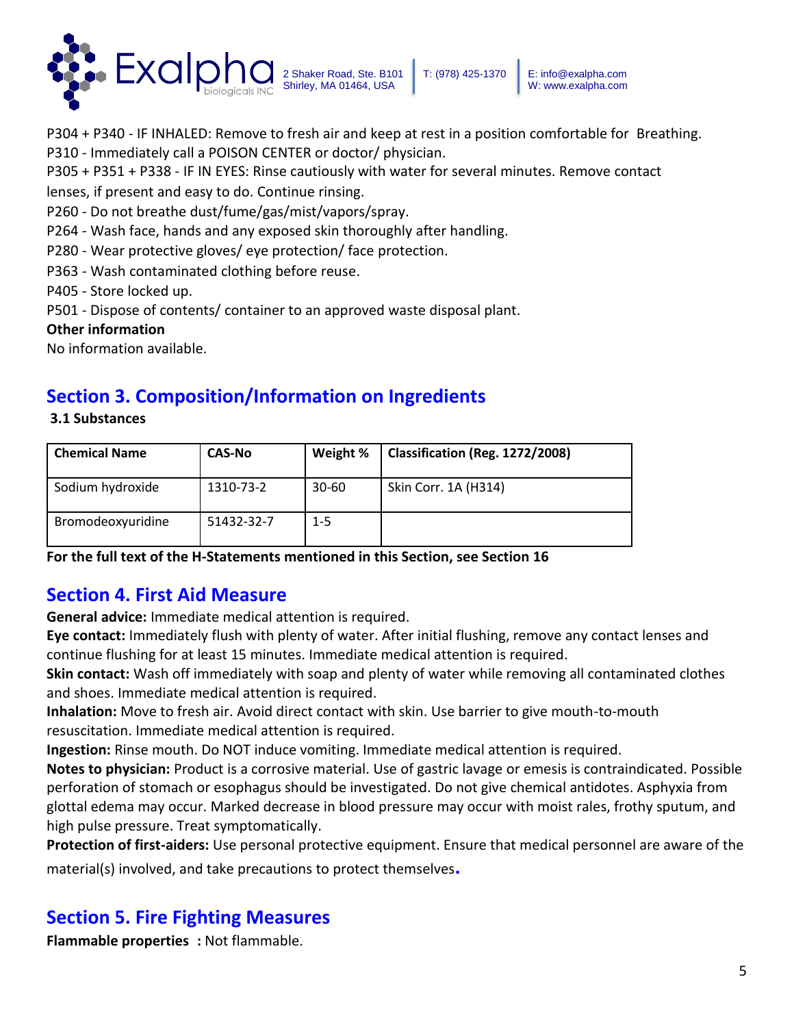P304 + P340 - IF INHALED: Remove to fresh air and keep at rest in a position comfortable for Breathing.
P310 - Immediately call a POISON CENTER or doctor/ physician.
P305 + P351 + P338 - IF IN EYES: Rinse cautiously with water for several minutes. Remove contact lenses, if present and easy to do. Continue rinsing.
P260 - Do not breathe dust/fume/gas/mist/vapors/spray.
P264 - Wash face, hands and any exposed skin thoroughly after handling.
P280 - Wear protective gloves/ eye protection/ face protection.
P363 - Wash contaminated clothing before reuse.
P405 - Store locked up.
P501 - Dispose of contents/ container to an approved waste disposal plant.

**Other information**

No information available.

## Section 3. Composition/Information on Ingredients

**3.1 Substances**

| Chemical Name | CAS-No | Weight % | Classification (Reg. 1272/2008) |
|---|---|---|---|
| Sodium hydroxide | 1310-73-2 | 30-60 | Skin Corr. 1A (H314) |
| Bromodeoxyuridine | 51432-32-7 | 1-5 | |

**For the full text of the H-Statements mentioned in this Section, see Section 16**

## Section 4. First Aid Measure

**General advice:** Immediate medical attention is required.

**Eye contact:** Immediately flush with plenty of water. After initial flushing, remove any contact lenses and continue flushing for at least 15 minutes. Immediate medical attention is required.

**Skin contact:** Wash off immediately with soap and plenty of water while removing all contaminated clothes and shoes. Immediate medical attention is required.

**Inhalation:** Move to fresh air. Avoid direct contact with skin. Use barrier to give mouth-to-mouth resuscitation. Immediate medical attention is required.

**Ingestion:** Rinse mouth. Do NOT induce vomiting. Immediate medical attention is required.

**Notes to physician:** Product is a corrosive material. Use of gastric lavage or emesis is contraindicated. Possible perforation of stomach or esophagus should be investigated. Do not give chemical antidotes. Asphyxia from glottal edema may occur. Marked decrease in blood pressure may occur with moist rales, frothy sputum, and high pulse pressure. Treat symptomatically.

**Protection of first-aiders:** Use personal protective equipment. Ensure that medical personnel are aware of the material(s) involved, and take precautions to protect themselves.

## Section 5. Fire Fighting Measures

**Flammable properties :** Not flammable.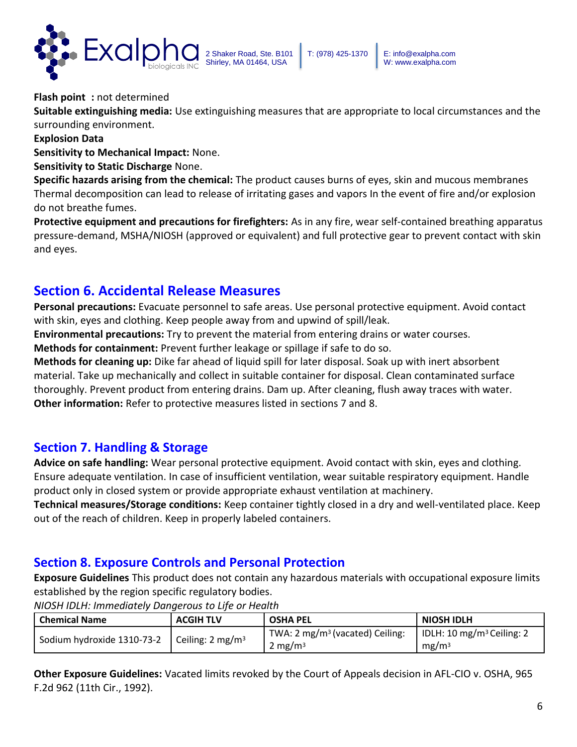**Flash point :** not determined

**Suitable extinguishing media:** Use extinguishing measures that are appropriate to local circumstances and the surrounding environment.

**Explosion Data**

**Sensitivity to Mechanical Impact:** None.

**Sensitivity to Static Discharge** None.

**Specific hazards arising from the chemical:** The product causes burns of eyes, skin and mucous membranes Thermal decomposition can lead to release of irritating gases and vapors In the event of fire and/or explosion do not breathe fumes.

**Protective equipment and precautions for firefighters:** As in any fire, wear self-contained breathing apparatus pressure-demand, MSHA/NIOSH (approved or equivalent) and full protective gear to prevent contact with skin and eyes.

## Section 6. Accidental Release Measures

**Personal precautions:** Evacuate personnel to safe areas. Use personal protective equipment. Avoid contact with skin, eyes and clothing. Keep people away from and upwind of spill/leak.

**Environmental precautions:** Try to prevent the material from entering drains or water courses.

**Methods for containment:** Prevent further leakage or spillage if safe to do so.

**Methods for cleaning up:** Dike far ahead of liquid spill for later disposal. Soak up with inert absorbent material. Take up mechanically and collect in suitable container for disposal. Clean contaminated surface thoroughly. Prevent product from entering drains. Dam up. After cleaning, flush away traces with water.

**Other information:** Refer to protective measures listed in sections 7 and 8.

## Section 7. Handling & Storage

**Advice on safe handling:** Wear personal protective equipment. Avoid contact with skin, eyes and clothing. Ensure adequate ventilation. In case of insufficient ventilation, wear suitable respiratory equipment. Handle product only in closed system or provide appropriate exhaust ventilation at machinery.

**Technical measures/Storage conditions:** Keep container tightly closed in a dry and well-ventilated place. Keep out of the reach of children. Keep in properly labeled containers.

## Section 8. Exposure Controls and Personal Protection

**Exposure Guidelines** This product does not contain any hazardous materials with occupational exposure limits established by the region specific regulatory bodies.

*NIOSH IDLH: Immediately Dangerous to Life or Health*

| Chemical Name | ACGIH TLV | OSHA PEL | NIOSH IDLH |
|---|---|---|---|
| Sodium hydroxide 1310-73-2 | Ceiling: 2 $mg/m^3$ | TWA: 2 $mg/m^3$ (vacated) Ceiling: 2 $mg/m^3$ | IDLH: 10 $mg/m^3$ Ceiling: 2 $mg/m^3$ |

**Other Exposure Guidelines:** Vacated limits revoked by the Court of Appeals decision in AFL-CIO v. OSHA, 965 F.2d 962 (11th Cir., 1992).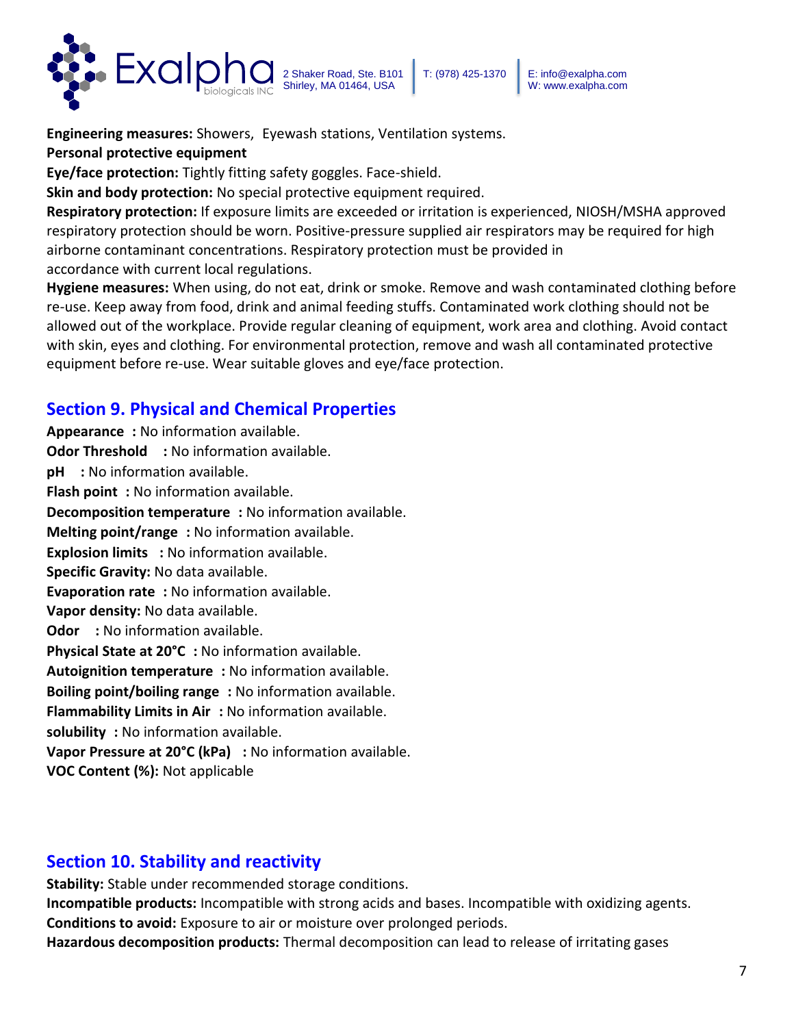**Engineering measures:** Showers, Eyewash stations, Ventilation systems.

**Personal protective equipment**

**Eye/face protection:** Tightly fitting safety goggles. Face-shield.

**Skin and body protection:** No special protective equipment required.

**Respiratory protection:** If exposure limits are exceeded or irritation is experienced, NIOSH/MSHA approved respiratory protection should be worn. Positive-pressure supplied air respirators may be required for high airborne contaminant concentrations. Respiratory protection must be provided in accordance with current local regulations.

**Hygiene measures:** When using, do not eat, drink or smoke. Remove and wash contaminated clothing before re-use. Keep away from food, drink and animal feeding stuffs. Contaminated work clothing should not be allowed out of the workplace. Provide regular cleaning of equipment, work area and clothing. Avoid contact with skin, eyes and clothing. For environmental protection, remove and wash all contaminated protective equipment before re-use. Wear suitable gloves and eye/face protection.

## Section 9. Physical and Chemical Properties

**Appearance :** No information available.
**Odor Threshold :** No information available.
**pH :** No information available.
**Flash point :** No information available.
**Decomposition temperature :** No information available.
**Melting point/range :** No information available.
**Explosion limits :** No information available.
**Specific Gravity:** No data available.
**Evaporation rate :** No information available.
**Vapor density:** No data available.
**Odor :** No information available.
**Physical State at 20°C :** No information available.
**Autoignition temperature :** No information available.
**Boiling point/boiling range :** No information available.
**Flammability Limits in Air :** No information available.
**solubility :** No information available.
**Vapor Pressure at 20°C (kPa) :** No information available.
**VOC Content (%):** Not applicable

## Section 10. Stability and reactivity

**Stability:** Stable under recommended storage conditions.

**Incompatible products:** Incompatible with strong acids and bases. Incompatible with oxidizing agents.

**Conditions to avoid:** Exposure to air or moisture over prolonged periods.

**Hazardous decomposition products:** Thermal decomposition can lead to release of irritating gases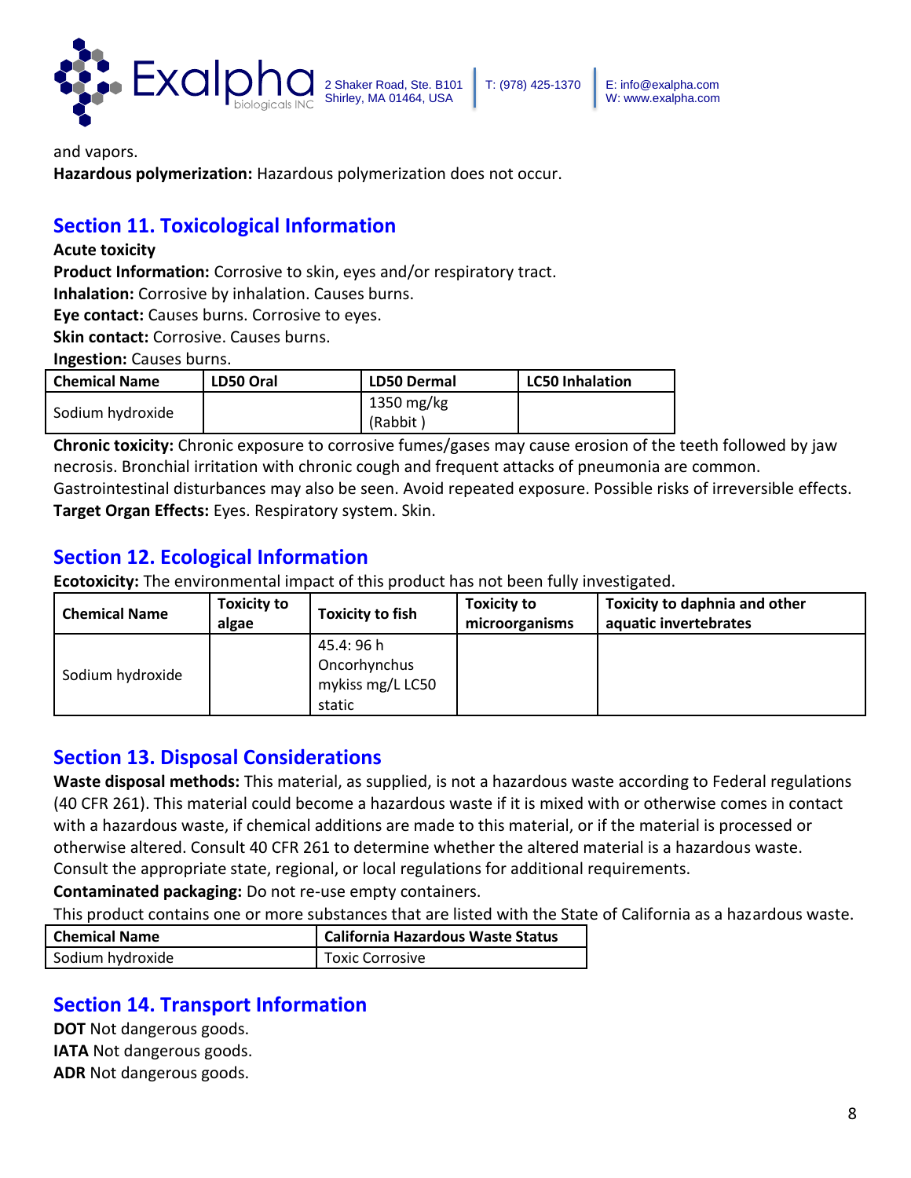and vapors.

**Hazardous polymerization:** Hazardous polymerization does not occur.

## Section 11. Toxicological Information

**Acute toxicity**

**Product Information:** Corrosive to skin, eyes and/or respiratory tract.

**Inhalation:** Corrosive by inhalation. Causes burns.

**Eye contact:** Causes burns. Corrosive to eyes.

**Skin contact:** Corrosive. Causes burns.

**Ingestion:** Causes burns.

| Chemical Name | LD50 Oral | LD50 Dermal | LC50 Inhalation |
|---|---|---|---|
| Sodium hydroxide | | 1350 mg/kg (Rabbit ) | |

**Chronic toxicity:** Chronic exposure to corrosive fumes/gases may cause erosion of the teeth followed by jaw necrosis. Bronchial irritation with chronic cough and frequent attacks of pneumonia are common. Gastrointestinal disturbances may also be seen. Avoid repeated exposure. Possible risks of irreversible effects.

**Target Organ Effects:** Eyes. Respiratory system. Skin.

## Section 12. Ecological Information

**Ecotoxicity:** The environmental impact of this product has not been fully investigated.

| Chemical Name | Toxicity to algae | Toxicity to fish | Toxicity to microorganisms | Toxicity to daphnia and other aquatic invertebrates |
|---|---|---|---|---|
| Sodium hydroxide | | 45.4: 96 h Oncorhynchus mykiss mg/L LC50 static | | |

## Section 13. Disposal Considerations

**Waste disposal methods:** This material, as supplied, is not a hazardous waste according to Federal regulations (40 CFR 261). This material could become a hazardous waste if it is mixed with or otherwise comes in contact with a hazardous waste, if chemical additions are made to this material, or if the material is processed or otherwise altered. Consult 40 CFR 261 to determine whether the altered material is a hazardous waste. Consult the appropriate state, regional, or local regulations for additional requirements.

**Contaminated packaging:** Do not re-use empty containers.

This product contains one or more substances that are listed with the State of California as a hazardous waste.

| Chemical Name | California Hazardous Waste Status |
|---|---|
| Sodium hydroxide | Toxic Corrosive |

## Section 14. Transport Information

**DOT** Not dangerous goods.

**IATA** Not dangerous goods.

**ADR** Not dangerous goods.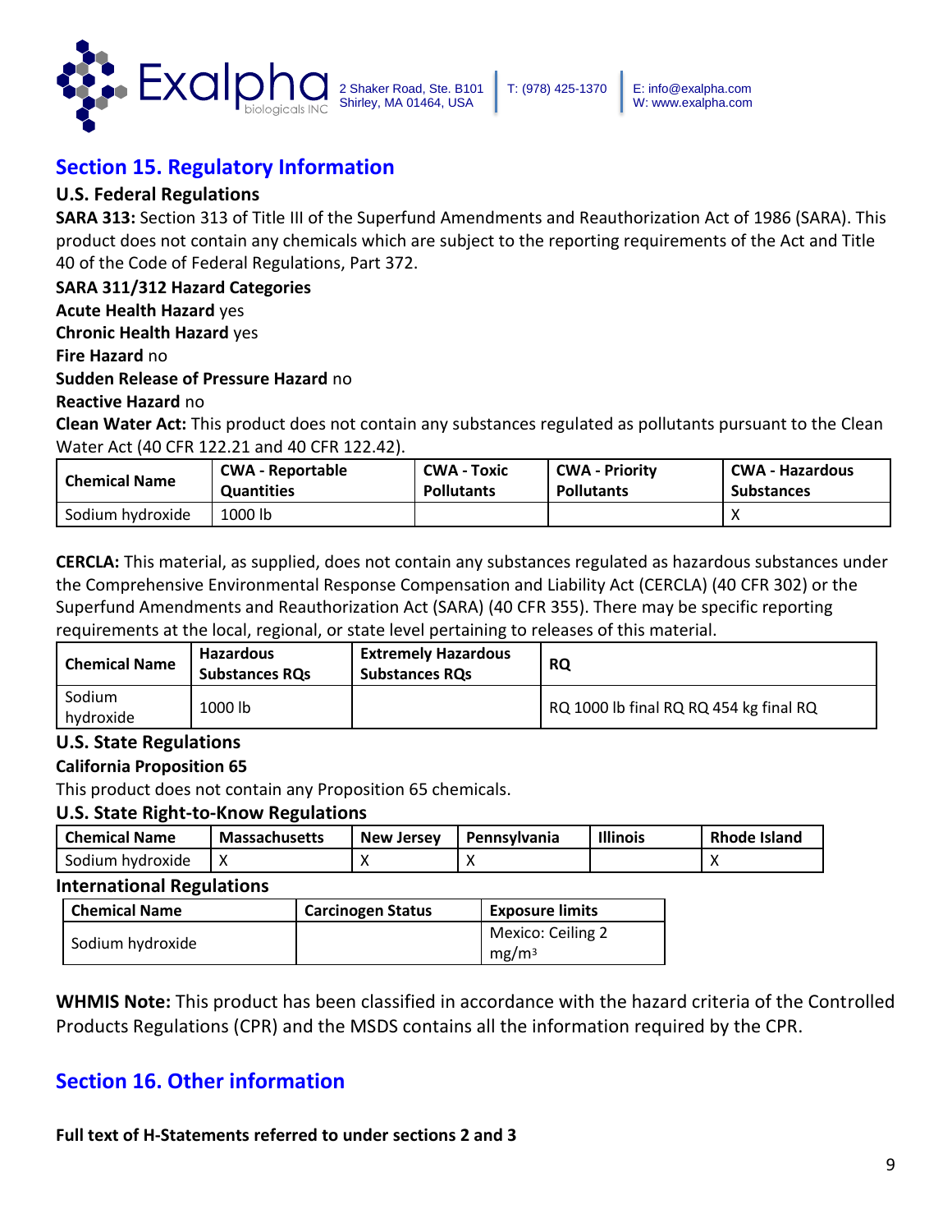## Section 15. Regulatory Information

### U.S. Federal Regulations

**SARA 313:** Section 313 of Title III of the Superfund Amendments and Reauthorization Act of 1986 (SARA). This product does not contain any chemicals which are subject to the reporting requirements of the Act and Title 40 of the Code of Federal Regulations, Part 372.

**SARA 311/312 Hazard Categories**

**Acute Health Hazard** yes

**Chronic Health Hazard** yes

**Fire Hazard** no

**Sudden Release of Pressure Hazard** no

**Reactive Hazard** no

**Clean Water Act:** This product does not contain any substances regulated as pollutants pursuant to the Clean Water Act (40 CFR 122.21 and 40 CFR 122.42).

| Chemical Name | CWA - Reportable Quantities | CWA - Toxic Pollutants | CWA - Priority Pollutants | CWA - Hazardous Substances |
|---|---|---|---|---|
| Sodium hydroxide | 1000 lb | | | X |

**CERCLA:** This material, as supplied, does not contain any substances regulated as hazardous substances under the Comprehensive Environmental Response Compensation and Liability Act (CERCLA) (40 CFR 302) or the Superfund Amendments and Reauthorization Act (SARA) (40 CFR 355). There may be specific reporting requirements at the local, regional, or state level pertaining to releases of this material.

| Chemical Name | Hazardous Substances RQs | Extremely Hazardous Substances RQs | RQ |
|---|---|---|---|
| Sodium hydroxide | 1000 lb | | RQ 1000 lb final RQ RQ 454 kg final RQ |

### U.S. State Regulations

**California Proposition 65**

This product does not contain any Proposition 65 chemicals.

### U.S. State Right-to-Know Regulations

| Chemical Name | Massachusetts | New Jersey | Pennsylvania | Illinois | Rhode Island |
|---|---|---|---|---|---|
| Sodium hydroxide | X | X | X | | X |

### International Regulations

| Chemical Name | Carcinogen Status | Exposure limits |
|---|---|---|
| Sodium hydroxide | | Mexico: Ceiling 2 mg/m$^3$ |

**WHMIS Note:** This product has been classified in accordance with the hazard criteria of the Controlled Products Regulations (CPR) and the MSDS contains all the information required by the CPR.

## Section 16. Other information

**Full text of H-Statements referred to under sections 2 and 3**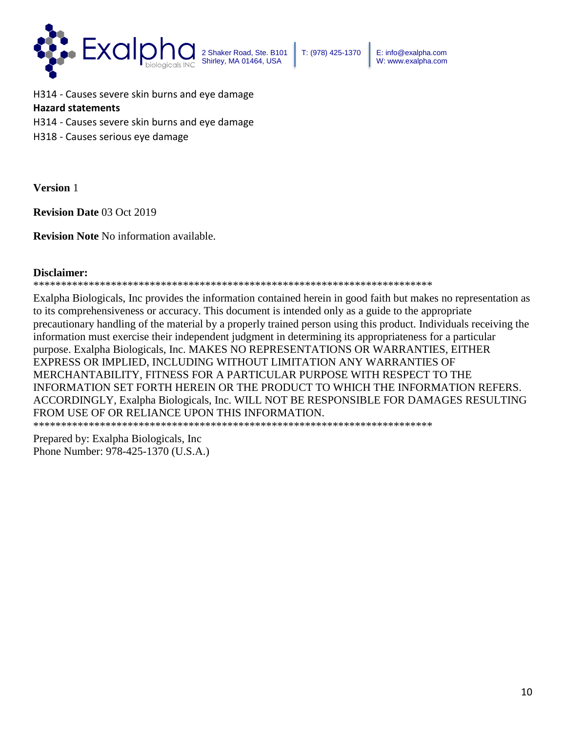H314 - Causes severe skin burns and eye damage

**Hazard statements**

H314 - Causes severe skin burns and eye damage

H318 - Causes serious eye damage

**Version** 1

**Revision Date** 03 Oct 2019

**Revision Note** No information available.

**Disclaimer:**

************************************************************************

Exalpha Biologicals, Inc provides the information contained herein in good faith but makes no representation as to its comprehensiveness or accuracy. This document is intended only as a guide to the appropriate precautionary handling of the material by a properly trained person using this product. Individuals receiving the information must exercise their independent judgment in determining its appropriateness for a particular purpose. Exalpha Biologicals, Inc. MAKES NO REPRESENTATIONS OR WARRANTIES, EITHER EXPRESS OR IMPLIED, INCLUDING WITHOUT LIMITATION ANY WARRANTIES OF MERCHANTABILITY, FITNESS FOR A PARTICULAR PURPOSE WITH RESPECT TO THE INFORMATION SET FORTH HEREIN OR THE PRODUCT TO WHICH THE INFORMATION REFERS. ACCORDINGLY, Exalpha Biologicals, Inc. WILL NOT BE RESPONSIBLE FOR DAMAGES RESULTING FROM USE OF OR RELIANCE UPON THIS INFORMATION.

************************************************************************

Prepared by: Exalpha Biologicals, Inc
Phone Number: 978-425-1370 (U.S.A.)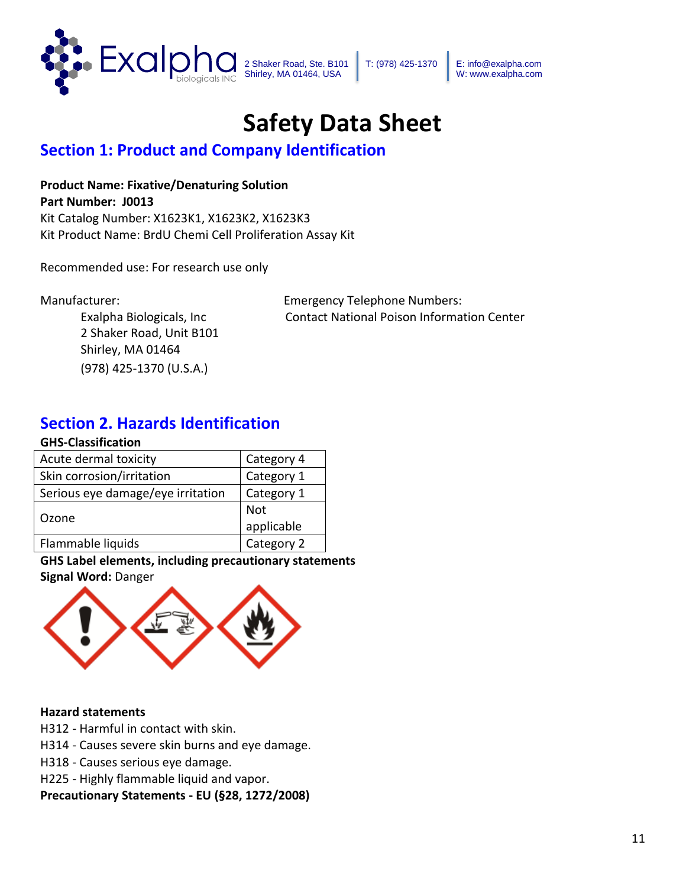# Safety Data Sheet

## Section 1: Product and Company Identification

**Product Name: Fixative/Denaturing Solution**
**Part Number: J0013**
Kit Catalog Number: X1623K1, X1623K2, X1623K3
Kit Product Name: BrdU Chemi Cell Proliferation Assay Kit

Recommended use: For research use only

Manufacturer:
Exalpha Biologicals, Inc
2 Shaker Road, Unit B101
Shirley, MA 01464
(978) 425-1370 (U.S.A.)

Emergency Telephone Numbers:
Contact National Poison Information Center

## Section 2. Hazards Identification

**GHS-Classification**

| | |
|---|---|
| Acute dermal toxicity | Category 4 |
| Skin corrosion/irritation | Category 1 |
| Serious eye damage/eye irritation | Category 1 |
| Ozone | Not applicable |
| Flammable liquids | Category 2 |

**GHS Label elements, including precautionary statements**
**Signal Word:** Danger

**Hazard statements**
H312 - Harmful in contact with skin.
H314 - Causes severe skin burns and eye damage.
H318 - Causes serious eye damage.
H225 - Highly flammable liquid and vapor.
**Precautionary Statements - EU (§28, 1272/2008)**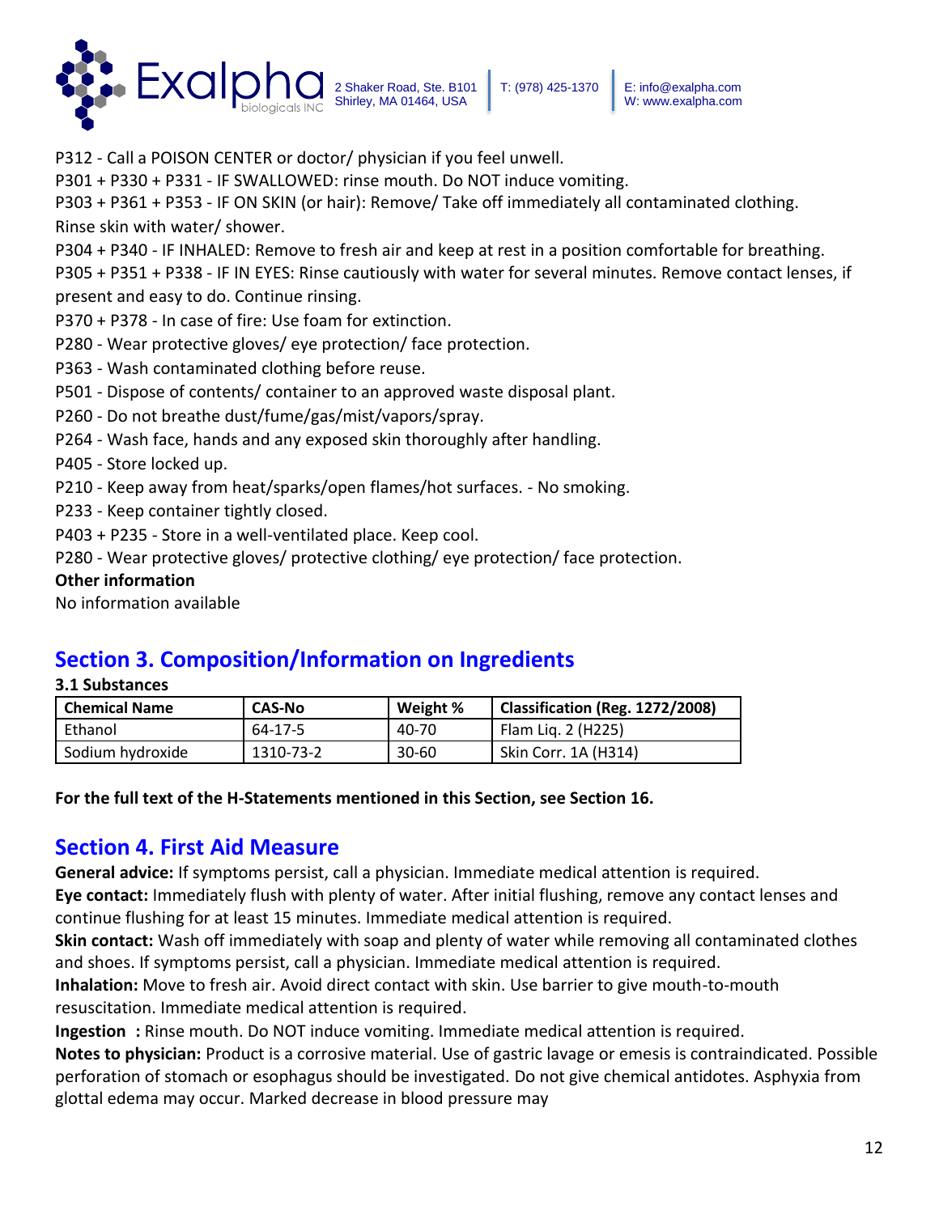P312 - Call a POISON CENTER or doctor/ physician if you feel unwell.
P301 + P330 + P331 - IF SWALLOWED: rinse mouth. Do NOT induce vomiting.
P303 + P361 + P353 - IF ON SKIN (or hair): Remove/ Take off immediately all contaminated clothing. Rinse skin with water/ shower.
P304 + P340 - IF INHALED: Remove to fresh air and keep at rest in a position comfortable for breathing.
P305 + P351 + P338 - IF IN EYES: Rinse cautiously with water for several minutes. Remove contact lenses, if present and easy to do. Continue rinsing.
P370 + P378 - In case of fire: Use foam for extinction.
P280 - Wear protective gloves/ eye protection/ face protection.
P363 - Wash contaminated clothing before reuse.
P501 - Dispose of contents/ container to an approved waste disposal plant.
P260 - Do not breathe dust/fume/gas/mist/vapors/spray.
P264 - Wash face, hands and any exposed skin thoroughly after handling.
P405 - Store locked up.
P210 - Keep away from heat/sparks/open flames/hot surfaces. - No smoking.
P233 - Keep container tightly closed.
P403 + P235 - Store in a well-ventilated place. Keep cool.
P280 - Wear protective gloves/ protective clothing/ eye protection/ face protection.

**Other information**
No information available

## Section 3. Composition/Information on Ingredients

**3.1 Substances**

| Chemical Name | CAS-No | Weight % | Classification (Reg. 1272/2008) |
|---|---|---|---|
| Ethanol | 64-17-5 | 40-70 | Flam Liq. 2 (H225) |
| Sodium hydroxide | 1310-73-2 | 30-60 | Skin Corr. 1A (H314) |

**For the full text of the H-Statements mentioned in this Section, see Section 16.**

## Section 4. First Aid Measure

**General advice:** If symptoms persist, call a physician. Immediate medical attention is required.
**Eye contact:** Immediately flush with plenty of water. After initial flushing, remove any contact lenses and continue flushing for at least 15 minutes. Immediate medical attention is required.
**Skin contact:** Wash off immediately with soap and plenty of water while removing all contaminated clothes and shoes. If symptoms persist, call a physician. Immediate medical attention is required.
**Inhalation:** Move to fresh air. Avoid direct contact with skin. Use barrier to give mouth-to-mouth resuscitation. Immediate medical attention is required.
**Ingestion :** Rinse mouth. Do NOT induce vomiting. Immediate medical attention is required.
**Notes to physician:** Product is a corrosive material. Use of gastric lavage or emesis is contraindicated. Possible perforation of stomach or esophagus should be investigated. Do not give chemical antidotes. Asphyxia from glottal edema may occur. Marked decrease in blood pressure may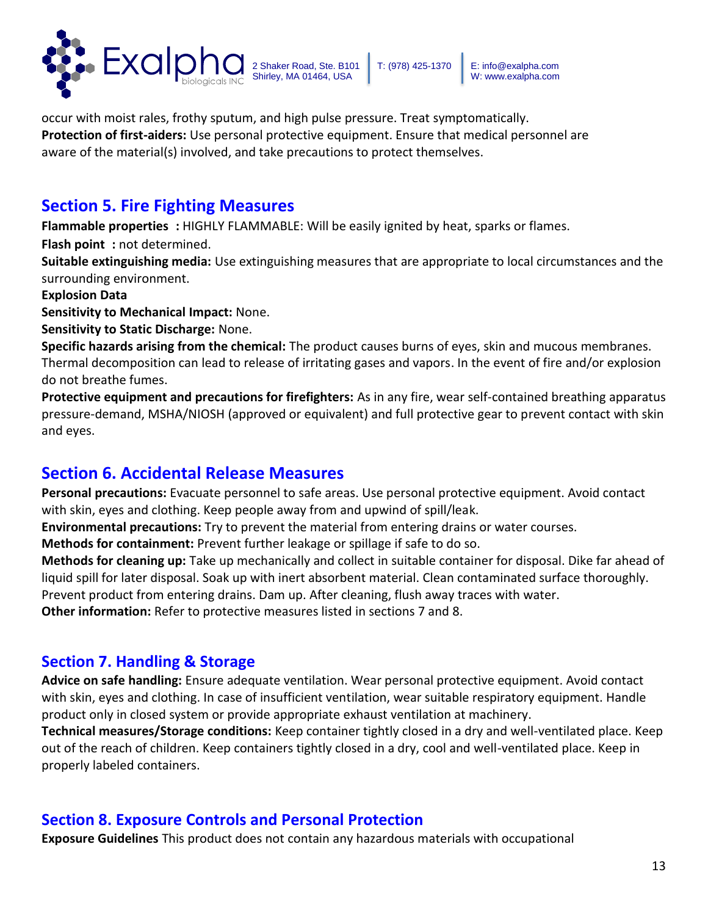occur with moist rales, frothy sputum, and high pulse pressure. Treat symptomatically.
**Protection of first-aiders:** Use personal protective equipment. Ensure that medical personnel are aware of the material(s) involved, and take precautions to protect themselves.

## Section 5. Fire Fighting Measures

**Flammable properties :** HIGHLY FLAMMABLE: Will be easily ignited by heat, sparks or flames.
**Flash point :** not determined.
**Suitable extinguishing media:** Use extinguishing measures that are appropriate to local circumstances and the surrounding environment.
**Explosion Data**
**Sensitivity to Mechanical Impact:** None.
**Sensitivity to Static Discharge:** None.
**Specific hazards arising from the chemical:** The product causes burns of eyes, skin and mucous membranes. Thermal decomposition can lead to release of irritating gases and vapors. In the event of fire and/or explosion do not breathe fumes.
**Protective equipment and precautions for firefighters:** As in any fire, wear self-contained breathing apparatus pressure-demand, MSHA/NIOSH (approved or equivalent) and full protective gear to prevent contact with skin and eyes.

## Section 6. Accidental Release Measures

**Personal precautions:** Evacuate personnel to safe areas. Use personal protective equipment. Avoid contact with skin, eyes and clothing. Keep people away from and upwind of spill/leak.
**Environmental precautions:** Try to prevent the material from entering drains or water courses.
**Methods for containment:** Prevent further leakage or spillage if safe to do so.
**Methods for cleaning up:** Take up mechanically and collect in suitable container for disposal. Dike far ahead of liquid spill for later disposal. Soak up with inert absorbent material. Clean contaminated surface thoroughly. Prevent product from entering drains. Dam up. After cleaning, flush away traces with water.
**Other information:** Refer to protective measures listed in sections 7 and 8.

## Section 7. Handling & Storage

**Advice on safe handling:** Ensure adequate ventilation. Wear personal protective equipment. Avoid contact with skin, eyes and clothing. In case of insufficient ventilation, wear suitable respiratory equipment. Handle product only in closed system or provide appropriate exhaust ventilation at machinery.
**Technical measures/Storage conditions:** Keep container tightly closed in a dry and well-ventilated place. Keep out of the reach of children. Keep containers tightly closed in a dry, cool and well-ventilated place. Keep in properly labeled containers.

## Section 8. Exposure Controls and Personal Protection

**Exposure Guidelines** This product does not contain any hazardous materials with occupational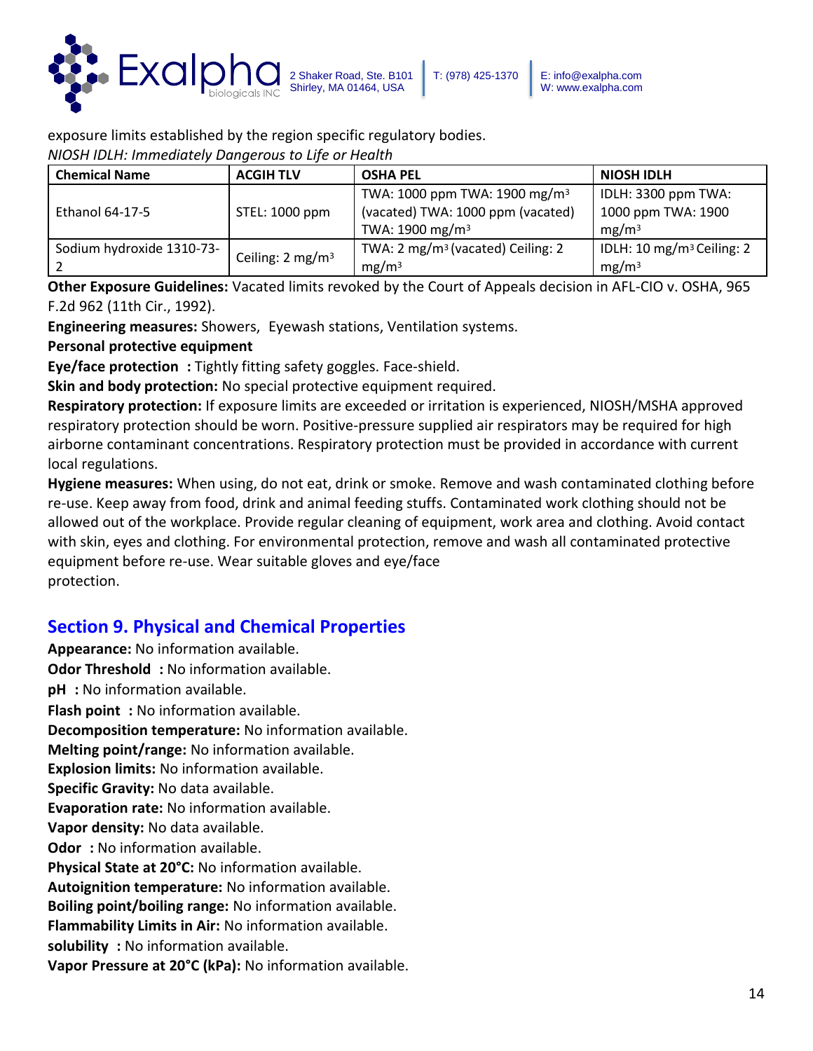exposure limits established by the region specific regulatory bodies.

*NIOSH IDLH: Immediately Dangerous to Life or Health*

| Chemical Name | ACGIH TLV | OSHA PEL | NIOSH IDLH |
|---|---|---|---|
| Ethanol 64-17-5 | STEL: 1000 ppm | TWA: 1000 ppm TWA: 1900 mg/m³ (vacated) TWA: 1000 ppm (vacated) TWA: 1900 mg/m³ | IDLH: 3300 ppm TWA: 1000 ppm TWA: 1900 mg/m³ |
| Sodium hydroxide 1310-73-2 | Ceiling: 2 mg/m³ | TWA: 2 mg/m³ (vacated) Ceiling: 2 mg/m³ | IDLH: 10 mg/m³ Ceiling: 2 mg/m³ |

**Other Exposure Guidelines:** Vacated limits revoked by the Court of Appeals decision in AFL-CIO v. OSHA, 965 F.2d 962 (11th Cir., 1992).

**Engineering measures:** Showers, Eyewash stations, Ventilation systems.

**Personal protective equipment**

**Eye/face protection :** Tightly fitting safety goggles. Face-shield.

**Skin and body protection:** No special protective equipment required.

**Respiratory protection:** If exposure limits are exceeded or irritation is experienced, NIOSH/MSHA approved respiratory protection should be worn. Positive-pressure supplied air respirators may be required for high airborne contaminant concentrations. Respiratory protection must be provided in accordance with current local regulations.

**Hygiene measures:** When using, do not eat, drink or smoke. Remove and wash contaminated clothing before re-use. Keep away from food, drink and animal feeding stuffs. Contaminated work clothing should not be allowed out of the workplace. Provide regular cleaning of equipment, work area and clothing. Avoid contact with skin, eyes and clothing. For environmental protection, remove and wash all contaminated protective equipment before re-use. Wear suitable gloves and eye/face protection.

## Section 9. Physical and Chemical Properties

**Appearance:** No information available.

**Odor Threshold :** No information available.

**pH :** No information available.

**Flash point :** No information available.

**Decomposition temperature:** No information available.

**Melting point/range:** No information available.

**Explosion limits:** No information available.

**Specific Gravity:** No data available.

**Evaporation rate:** No information available.

**Vapor density:** No data available.

**Odor :** No information available.

**Physical State at 20°C:** No information available.

**Autoignition temperature:** No information available.

**Boiling point/boiling range:** No information available.

**Flammability Limits in Air:** No information available.

**solubility :** No information available.

**Vapor Pressure at 20°C (kPa):** No information available.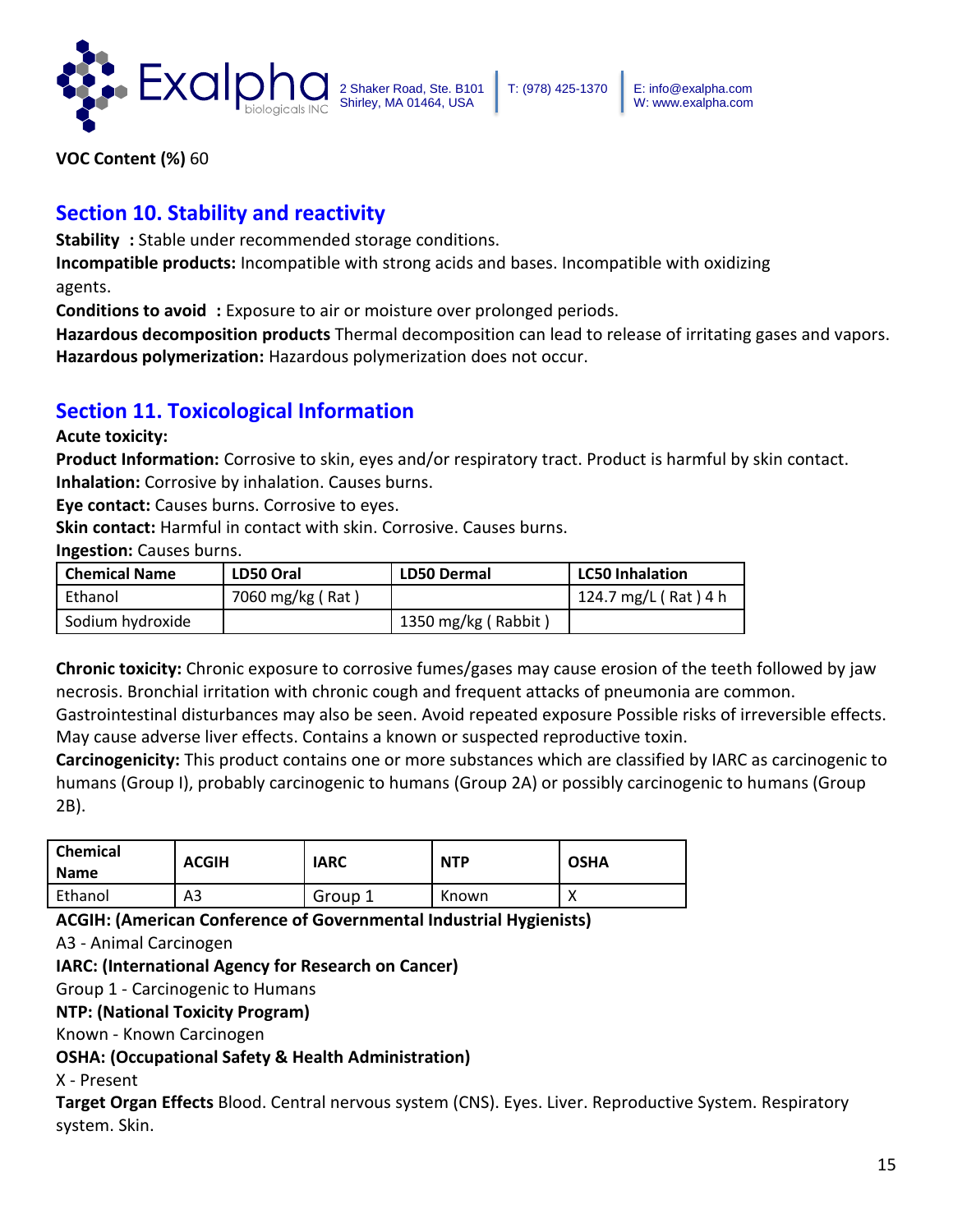**VOC Content (%)** 60

## Section 10. Stability and reactivity

**Stability :** Stable under recommended storage conditions.

**Incompatible products:** Incompatible with strong acids and bases. Incompatible with oxidizing agents.

**Conditions to avoid :** Exposure to air or moisture over prolonged periods.

**Hazardous decomposition products** Thermal decomposition can lead to release of irritating gases and vapors.

**Hazardous polymerization:** Hazardous polymerization does not occur.

## Section 11. Toxicological Information

**Acute toxicity:**

**Product Information:** Corrosive to skin, eyes and/or respiratory tract. Product is harmful by skin contact.

**Inhalation:** Corrosive by inhalation. Causes burns.

**Eye contact:** Causes burns. Corrosive to eyes.

**Skin contact:** Harmful in contact with skin. Corrosive. Causes burns.

**Ingestion:** Causes burns.

| Chemical Name | LD50 Oral | LD50 Dermal | LC50 Inhalation |
|---|---|---|---|
| Ethanol | 7060 mg/kg ( Rat ) | | 124.7 mg/L ( Rat ) 4 h |
| Sodium hydroxide | | 1350 mg/kg ( Rabbit ) | |

**Chronic toxicity:** Chronic exposure to corrosive fumes/gases may cause erosion of the teeth followed by jaw necrosis. Bronchial irritation with chronic cough and frequent attacks of pneumonia are common. Gastrointestinal disturbances may also be seen. Avoid repeated exposure Possible risks of irreversible effects. May cause adverse liver effects. Contains a known or suspected reproductive toxin.

**Carcinogenicity:** This product contains one or more substances which are classified by IARC as carcinogenic to humans (Group I), probably carcinogenic to humans (Group 2A) or possibly carcinogenic to humans (Group 2B).

| Chemical Name | ACGIH | IARC | NTP | OSHA |
|---|---|---|---|---|
| Ethanol | A3 | Group 1 | Known | X |

**ACGIH: (American Conference of Governmental Industrial Hygienists)**

A3 - Animal Carcinogen

**IARC: (International Agency for Research on Cancer)**

Group 1 - Carcinogenic to Humans

**NTP: (National Toxicity Program)**

Known - Known Carcinogen

**OSHA: (Occupational Safety & Health Administration)**

X - Present

**Target Organ Effects** Blood. Central nervous system (CNS). Eyes. Liver. Reproductive System. Respiratory system. Skin.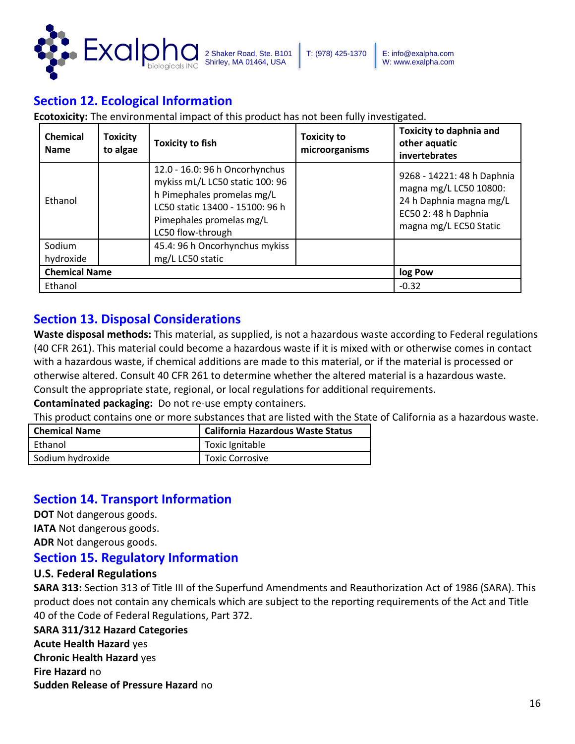## Section 12. Ecological Information

**Ecotoxicity:** The environmental impact of this product has not been fully investigated.

| Chemical Name | Toxicity to algae | Toxicity to fish | Toxicity to microorganisms | Toxicity to daphnia and other aquatic invertebrates |
|---|---|---|---|---|
| Ethanol | | 12.0 - 16.0: 96 h Oncorhynchus mykiss mL/L LC50 static 100: 96 h Pimephales promelas mg/L LC50 static 13400 - 15100: 96 h Pimephales promelas mg/L LC50 flow-through | | 9268 - 14221: 48 h Daphnia magna mg/L LC50 10800: 24 h Daphnia magna mg/L EC50 2: 48 h Daphnia magna mg/L EC50 Static |
| Sodium hydroxide | | 45.4: 96 h Oncorhynchus mykiss mg/L LC50 static | | |
| **Chemical Name** | | | | **log Pow** |
| Ethanol | | | | -0.32 |

## Section 13. Disposal Considerations

**Waste disposal methods:** This material, as supplied, is not a hazardous waste according to Federal regulations (40 CFR 261). This material could become a hazardous waste if it is mixed with or otherwise comes in contact with a hazardous waste, if chemical additions are made to this material, or if the material is processed or otherwise altered. Consult 40 CFR 261 to determine whether the altered material is a hazardous waste. Consult the appropriate state, regional, or local regulations for additional requirements.

**Contaminated packaging:** Do not re-use empty containers.

This product contains one or more substances that are listed with the State of California as a hazardous waste.

| Chemical Name | California Hazardous Waste Status |
|---|---|
| Ethanol | Toxic Ignitable |
| Sodium hydroxide | Toxic Corrosive |

## Section 14. Transport Information

**DOT** Not dangerous goods.

**IATA** Not dangerous goods.

**ADR** Not dangerous goods.

## Section 15. Regulatory Information

### U.S. Federal Regulations

**SARA 313:** Section 313 of Title III of the Superfund Amendments and Reauthorization Act of 1986 (SARA). This product does not contain any chemicals which are subject to the reporting requirements of the Act and Title 40 of the Code of Federal Regulations, Part 372.

**SARA 311/312 Hazard Categories**

**Acute Health Hazard** yes

**Chronic Health Hazard** yes

**Fire Hazard** no

**Sudden Release of Pressure Hazard** no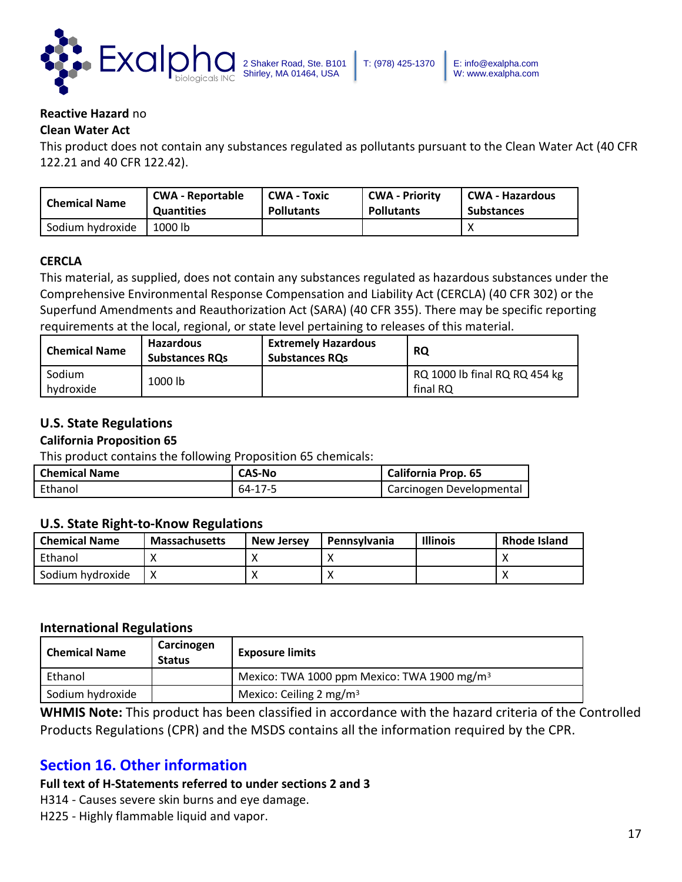**Reactive Hazard** no

**Clean Water Act**

This product does not contain any substances regulated as pollutants pursuant to the Clean Water Act (40 CFR 122.21 and 40 CFR 122.42).

| Chemical Name | CWA - Reportable Quantities | CWA - Toxic Pollutants | CWA - Priority Pollutants | CWA - Hazardous Substances |
|---|---|---|---|---|
| Sodium hydroxide | 1000 lb | | | X |

**CERCLA**

This material, as supplied, does not contain any substances regulated as hazardous substances under the Comprehensive Environmental Response Compensation and Liability Act (CERCLA) (40 CFR 302) or the Superfund Amendments and Reauthorization Act (SARA) (40 CFR 355). There may be specific reporting requirements at the local, regional, or state level pertaining to releases of this material.

| Chemical Name | Hazardous Substances RQs | Extremely Hazardous Substances RQs | RQ |
|---|---|---|---|
| Sodium hydroxide | 1000 lb | | RQ 1000 lb final RQ RQ 454 kg final RQ |

## U.S. State Regulations

**California Proposition 65**

This product contains the following Proposition 65 chemicals:

| Chemical Name | CAS-No | California Prop. 65 |
|---|---|---|
| Ethanol | 64-17-5 | Carcinogen Developmental |

## U.S. State Right-to-Know Regulations

| Chemical Name | Massachusetts | New Jersey | Pennsylvania | Illinois | Rhode Island |
|---|---|---|---|---|---|
| Ethanol | X | X | X | | X |
| Sodium hydroxide | X | X | X | | X |

## International Regulations

| Chemical Name | Carcinogen Status | Exposure limits |
|---|---|---|
| Ethanol | | Mexico: TWA 1000 ppm Mexico: TWA 1900 mg/m$^3$ |
| Sodium hydroxide | | Mexico: Ceiling 2 mg/m$^3$ |

**WHMIS Note:** This product has been classified in accordance with the hazard criteria of the Controlled Products Regulations (CPR) and the MSDS contains all the information required by the CPR.

## Section 16. Other information

**Full text of H-Statements referred to under sections 2 and 3**

H314 - Causes severe skin burns and eye damage.

H225 - Highly flammable liquid and vapor.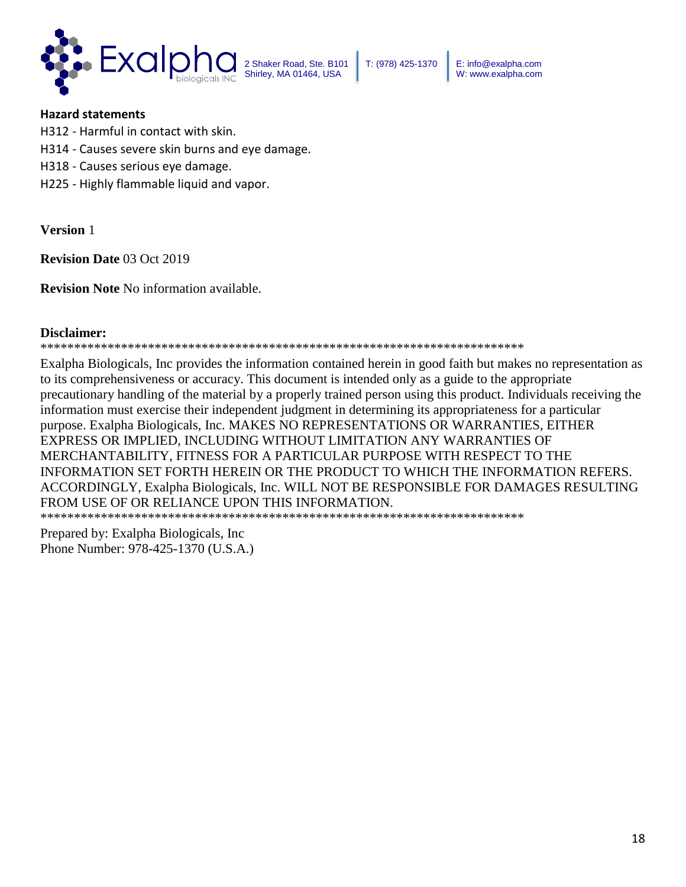**Hazard statements**

H312 - Harmful in contact with skin.

H314 - Causes severe skin burns and eye damage.

H318 - Causes serious eye damage.

H225 - Highly flammable liquid and vapor.

**Version** 1

**Revision Date** 03 Oct 2019

**Revision Note** No information available.

**Disclaimer:**

**************************************************************************

Exalpha Biologicals, Inc provides the information contained herein in good faith but makes no representation as to its comprehensiveness or accuracy. This document is intended only as a guide to the appropriate precautionary handling of the material by a properly trained person using this product. Individuals receiving the information must exercise their independent judgment in determining its appropriateness for a particular purpose. Exalpha Biologicals, Inc. MAKES NO REPRESENTATIONS OR WARRANTIES, EITHER EXPRESS OR IMPLIED, INCLUDING WITHOUT LIMITATION ANY WARRANTIES OF MERCHANTABILITY, FITNESS FOR A PARTICULAR PURPOSE WITH RESPECT TO THE INFORMATION SET FORTH HEREIN OR THE PRODUCT TO WHICH THE INFORMATION REFERS. ACCORDINGLY, Exalpha Biologicals, Inc. WILL NOT BE RESPONSIBLE FOR DAMAGES RESULTING FROM USE OF OR RELIANCE UPON THIS INFORMATION.

**************************************************************************

Prepared by: Exalpha Biologicals, Inc
Phone Number: 978-425-1370 (U.S.A.)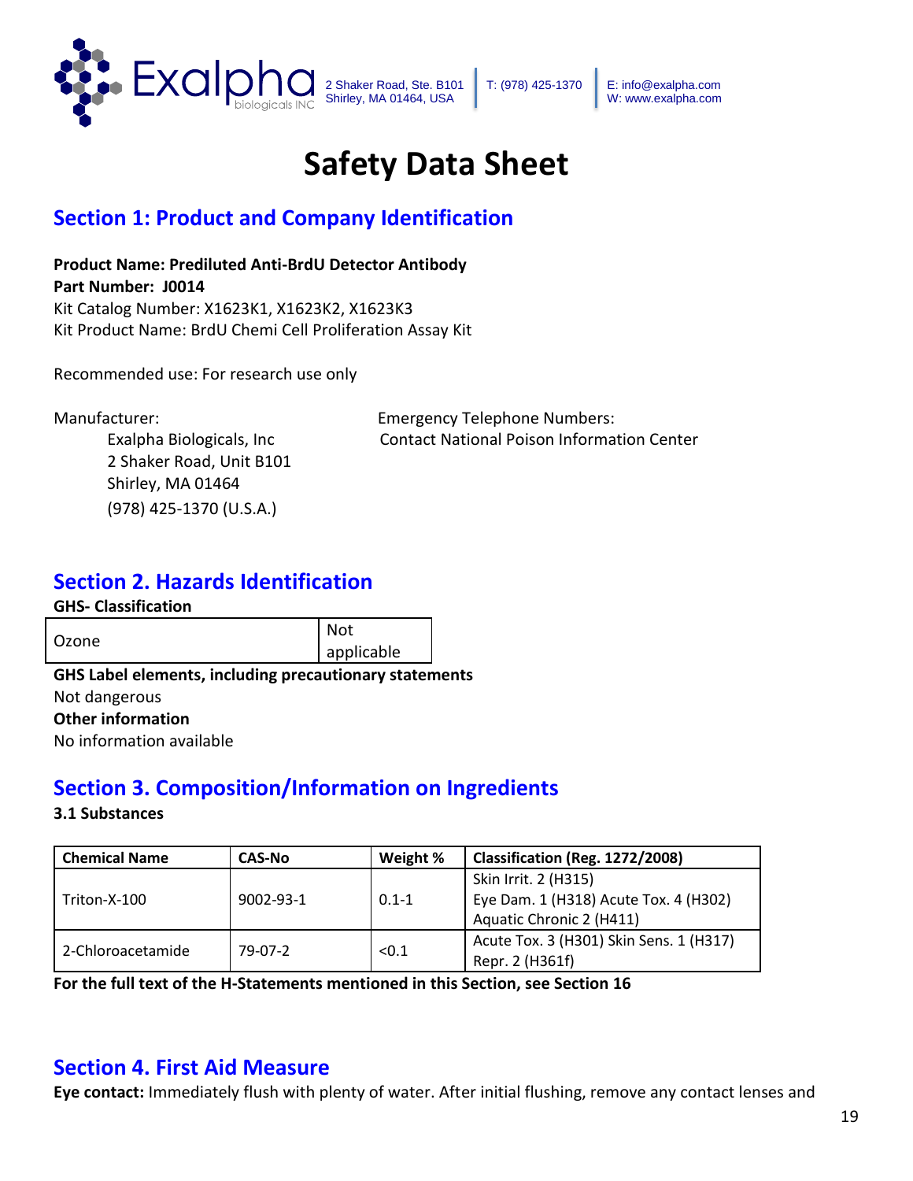# Safety Data Sheet

## Section 1: Product and Company Identification

**Product Name: Prediluted Anti-BrdU Detector Antibody**
**Part Number: J0014**
Kit Catalog Number: X1623K1, X1623K2, X1623K3
Kit Product Name: BrdU Chemi Cell Proliferation Assay Kit

Recommended use: For research use only

Manufacturer:
Exalpha Biologicals, Inc
2 Shaker Road, Unit B101
Shirley, MA 01464
(978) 425-1370 (U.S.A.)

Emergency Telephone Numbers:
Contact National Poison Information Center

## Section 2. Hazards Identification

**GHS- Classification**

| Ozone | Not applicable |
|---|---|

**GHS Label elements, including precautionary statements**
Not dangerous
**Other information**
No information available

## Section 3. Composition/Information on Ingredients

**3.1 Substances**

| Chemical Name | CAS-No | Weight % | Classification (Reg. 1272/2008) |
|---|---|---|---|
| Triton-X-100 | 9002-93-1 | 0.1-1 | Skin Irrit. 2 (H315) Eye Dam. 1 (H318) Acute Tox. 4 (H302) Aquatic Chronic 2 (H411) |
| 2-Chloroacetamide | 79-07-2 | <0.1 | Acute Tox. 3 (H301) Skin Sens. 1 (H317) Repr. 2 (H361f) |

**For the full text of the H-Statements mentioned in this Section, see Section 16**

## Section 4. First Aid Measure

**Eye contact:** Immediately flush with plenty of water. After initial flushing, remove any contact lenses and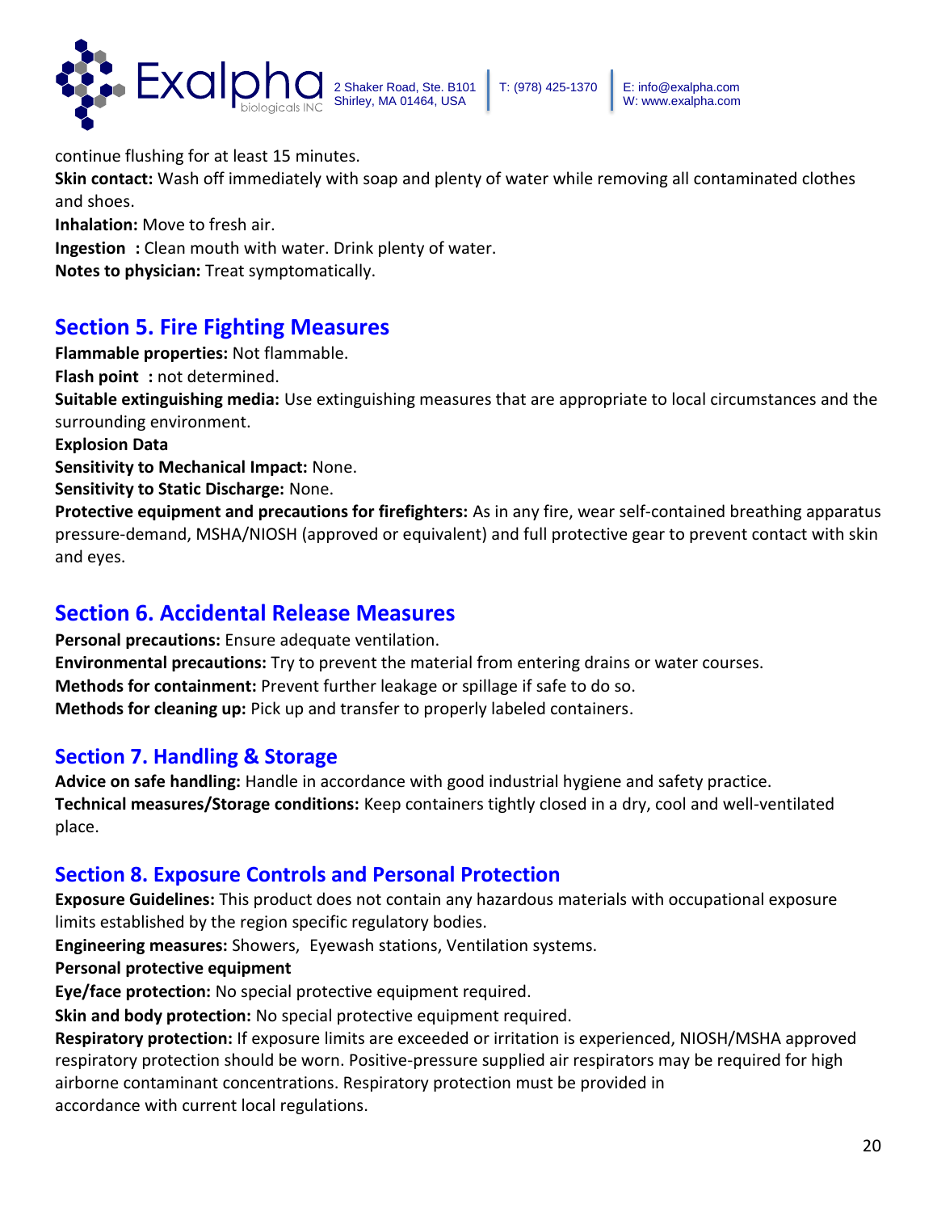continue flushing for at least 15 minutes.

**Skin contact:** Wash off immediately with soap and plenty of water while removing all contaminated clothes and shoes.

**Inhalation:** Move to fresh air.

**Ingestion :** Clean mouth with water. Drink plenty of water.

**Notes to physician:** Treat symptomatically.

## Section 5. Fire Fighting Measures

**Flammable properties:** Not flammable.

**Flash point :** not determined.

**Suitable extinguishing media:** Use extinguishing measures that are appropriate to local circumstances and the surrounding environment.

**Explosion Data**

**Sensitivity to Mechanical Impact:** None.

**Sensitivity to Static Discharge:** None.

**Protective equipment and precautions for firefighters:** As in any fire, wear self-contained breathing apparatus pressure-demand, MSHA/NIOSH (approved or equivalent) and full protective gear to prevent contact with skin and eyes.

## Section 6. Accidental Release Measures

**Personal precautions:** Ensure adequate ventilation.

**Environmental precautions:** Try to prevent the material from entering drains or water courses.

**Methods for containment:** Prevent further leakage or spillage if safe to do so.

**Methods for cleaning up:** Pick up and transfer to properly labeled containers.

## Section 7. Handling & Storage

**Advice on safe handling:** Handle in accordance with good industrial hygiene and safety practice.

**Technical measures/Storage conditions:** Keep containers tightly closed in a dry, cool and well-ventilated place.

## Section 8. Exposure Controls and Personal Protection

**Exposure Guidelines:** This product does not contain any hazardous materials with occupational exposure limits established by the region specific regulatory bodies.

**Engineering measures:** Showers, Eyewash stations, Ventilation systems.

**Personal protective equipment**

**Eye/face protection:** No special protective equipment required.

**Skin and body protection:** No special protective equipment required.

**Respiratory protection:** If exposure limits are exceeded or irritation is experienced, NIOSH/MSHA approved respiratory protection should be worn. Positive-pressure supplied air respirators may be required for high airborne contaminant concentrations. Respiratory protection must be provided in accordance with current local regulations.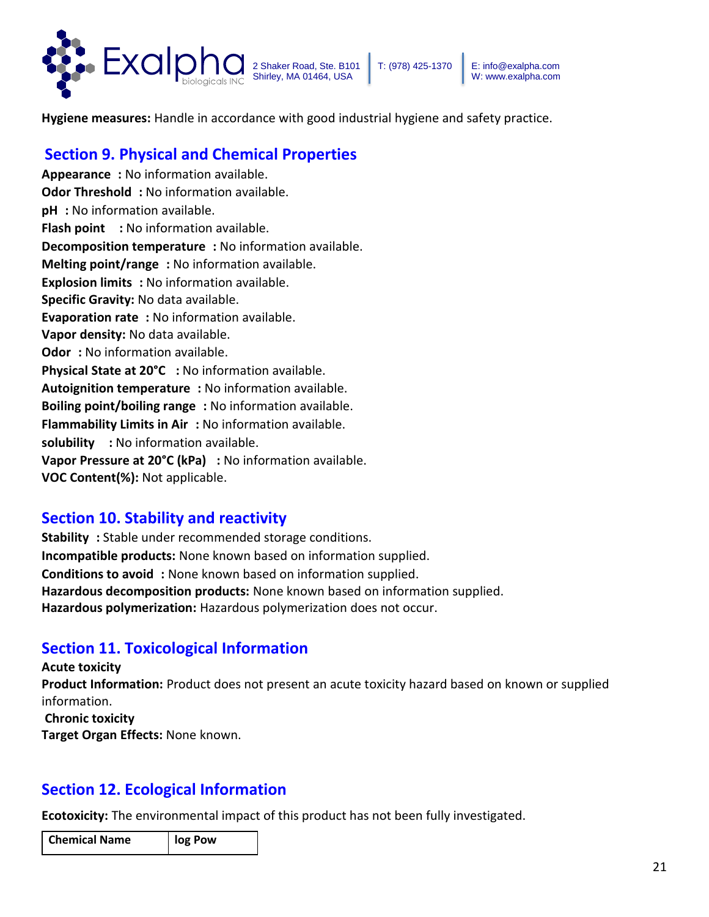**Hygiene measures:** Handle in accordance with good industrial hygiene and safety practice.

## Section 9. Physical and Chemical Properties

**Appearance :** No information available.
**Odor Threshold :** No information available.
**pH :** No information available.
**Flash point :** No information available.
**Decomposition temperature :** No information available.
**Melting point/range :** No information available.
**Explosion limits :** No information available.
**Specific Gravity:** No data available.
**Evaporation rate :** No information available.
**Vapor density:** No data available.
**Odor :** No information available.
**Physical State at 20°C :** No information available.
**Autoignition temperature :** No information available.
**Boiling point/boiling range :** No information available.
**Flammability Limits in Air :** No information available.
**solubility :** No information available.
**Vapor Pressure at 20°C (kPa) :** No information available.
**VOC Content(%):** Not applicable.

## Section 10. Stability and reactivity

**Stability :** Stable under recommended storage conditions.
**Incompatible products:** None known based on information supplied.
**Conditions to avoid :** None known based on information supplied.
**Hazardous decomposition products:** None known based on information supplied.
**Hazardous polymerization:** Hazardous polymerization does not occur.

## Section 11. Toxicological Information

**Acute toxicity**
**Product Information:** Product does not present an acute toxicity hazard based on known or supplied information.
**Chronic toxicity**
**Target Organ Effects:** None known.

## Section 12. Ecological Information

**Ecotoxicity:** The environmental impact of this product has not been fully investigated.

| Chemical Name | log Pow |
|---|---|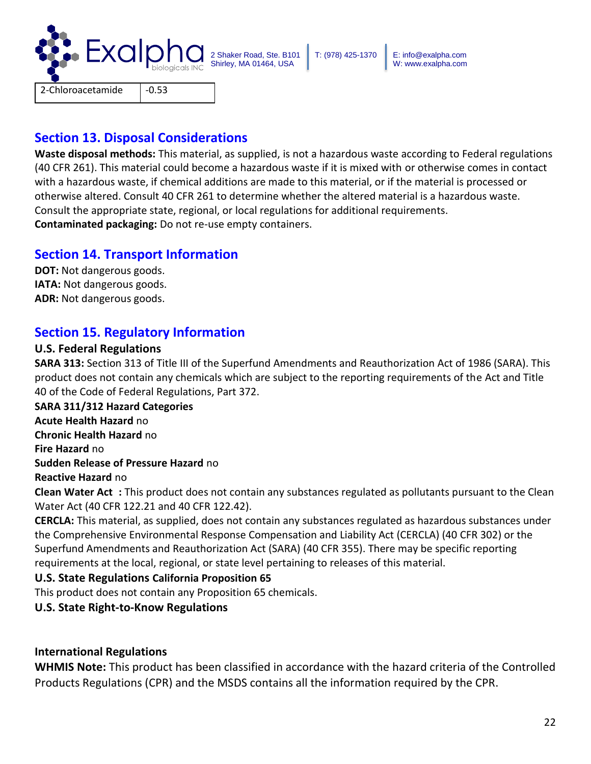| 2-Chloroacetamide | -0.53 |
|---|---|

## Section 13. Disposal Considerations

**Waste disposal methods:** This material, as supplied, is not a hazardous waste according to Federal regulations (40 CFR 261). This material could become a hazardous waste if it is mixed with or otherwise comes in contact with a hazardous waste, if chemical additions are made to this material, or if the material is processed or otherwise altered. Consult 40 CFR 261 to determine whether the altered material is a hazardous waste. Consult the appropriate state, regional, or local regulations for additional requirements.
**Contaminated packaging:** Do not re-use empty containers.

## Section 14. Transport Information

**DOT:** Not dangerous goods.
**IATA:** Not dangerous goods.
**ADR:** Not dangerous goods.

## Section 15. Regulatory Information

### U.S. Federal Regulations

**SARA 313:** Section 313 of Title III of the Superfund Amendments and Reauthorization Act of 1986 (SARA). This product does not contain any chemicals which are subject to the reporting requirements of the Act and Title 40 of the Code of Federal Regulations, Part 372.

**SARA 311/312 Hazard Categories**
**Acute Health Hazard** no
**Chronic Health Hazard** no
**Fire Hazard** no
**Sudden Release of Pressure Hazard** no
**Reactive Hazard** no

**Clean Water Act :** This product does not contain any substances regulated as pollutants pursuant to the Clean Water Act (40 CFR 122.21 and 40 CFR 122.42).

**CERCLA:** This material, as supplied, does not contain any substances regulated as hazardous substances under the Comprehensive Environmental Response Compensation and Liability Act (CERCLA) (40 CFR 302) or the Superfund Amendments and Reauthorization Act (SARA) (40 CFR 355). There may be specific reporting requirements at the local, regional, or state level pertaining to releases of this material.

### U.S. State Regulations California Proposition 65

This product does not contain any Proposition 65 chemicals.

### U.S. State Right-to-Know Regulations

### International Regulations

**WHMIS Note:** This product has been classified in accordance with the hazard criteria of the Controlled Products Regulations (CPR) and the MSDS contains all the information required by the CPR.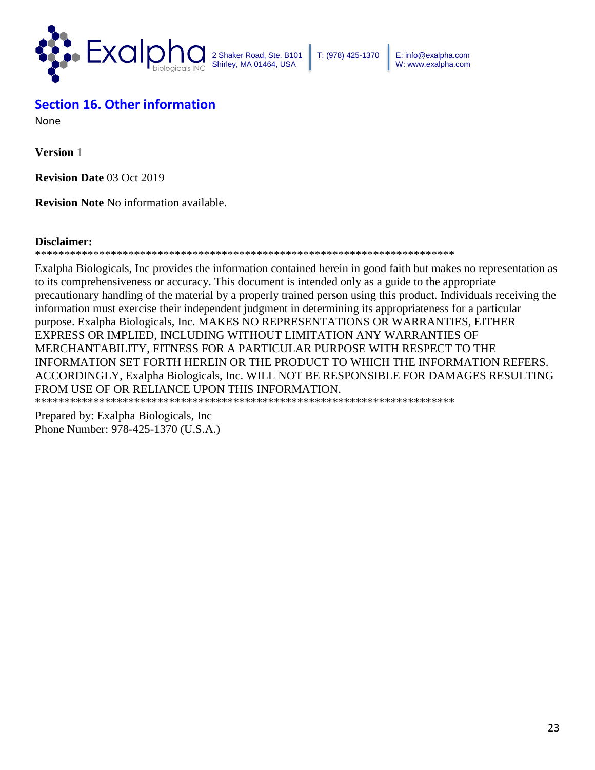## Section 16. Other information

None

**Version** 1

**Revision Date** 03 Oct 2019

**Revision Note** No information available.

**Disclaimer:**

****************************************************************************

Exalpha Biologicals, Inc provides the information contained herein in good faith but makes no representation as to its comprehensiveness or accuracy. This document is intended only as a guide to the appropriate precautionary handling of the material by a properly trained person using this product. Individuals receiving the information must exercise their independent judgment in determining its appropriateness for a particular purpose. Exalpha Biologicals, Inc. MAKES NO REPRESENTATIONS OR WARRANTIES, EITHER EXPRESS OR IMPLIED, INCLUDING WITHOUT LIMITATION ANY WARRANTIES OF MERCHANTABILITY, FITNESS FOR A PARTICULAR PURPOSE WITH RESPECT TO THE INFORMATION SET FORTH HEREIN OR THE PRODUCT TO WHICH THE INFORMATION REFERS. ACCORDINGLY, Exalpha Biologicals, Inc. WILL NOT BE RESPONSIBLE FOR DAMAGES RESULTING FROM USE OF OR RELIANCE UPON THIS INFORMATION.

****************************************************************************

Prepared by: Exalpha Biologicals, Inc
Phone Number: 978-425-1370 (U.S.A.)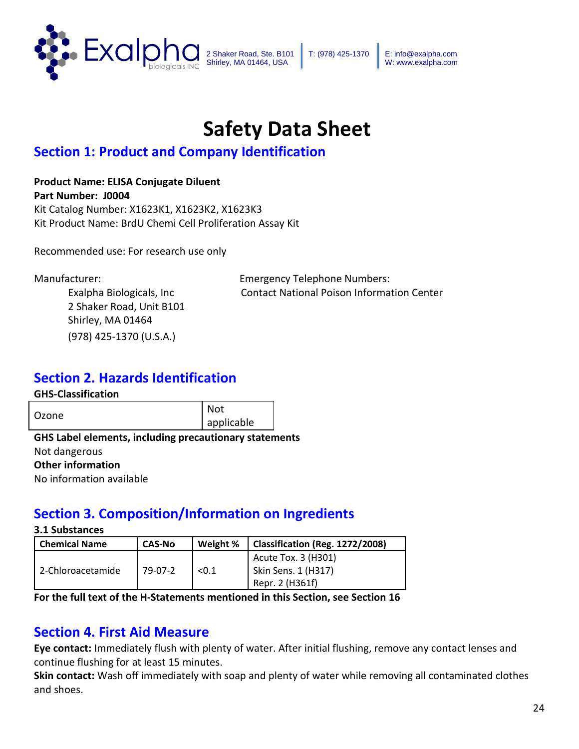Exalpha biologicals INC

2 Shaker Road, Ste. B101
Shirley, MA 01464, USA

T: (978) 425-1370

E: info@exalpha.com
W: www.exalpha.com

# Safety Data Sheet

## Section 1: Product and Company Identification

**Product Name: ELISA Conjugate Diluent**
**Part Number: J0004**
Kit Catalog Number: X1623K1, X1623K2, X1623K3
Kit Product Name: BrdU Chemi Cell Proliferation Assay Kit

Recommended use: For research use only

Manufacturer:
Exalpha Biologicals, Inc
2 Shaker Road, Unit B101
Shirley, MA 01464
(978) 425-1370 (U.S.A.)

Emergency Telephone Numbers:
Contact National Poison Information Center

## Section 2. Hazards Identification

**GHS-Classification**

| Ozone | Not applicable |
|---|---|

**GHS Label elements, including precautionary statements**
Not dangerous
**Other information**
No information available

## Section 3. Composition/Information on Ingredients

**3.1 Substances**

| Chemical Name | CAS-No | Weight % | Classification (Reg. 1272/2008) |
|---|---|---|---|
| 2-Chloroacetamide | 79-07-2 | <0.1 | Acute Tox. 3 (H301)<br>Skin Sens. 1 (H317)<br>Repr. 2 (H361f) |

**For the full text of the H-Statements mentioned in this Section, see Section 16**

## Section 4. First Aid Measure

**Eye contact:** Immediately flush with plenty of water. After initial flushing, remove any contact lenses and continue flushing for at least 15 minutes.
**Skin contact:** Wash off immediately with soap and plenty of water while removing all contaminated clothes and shoes.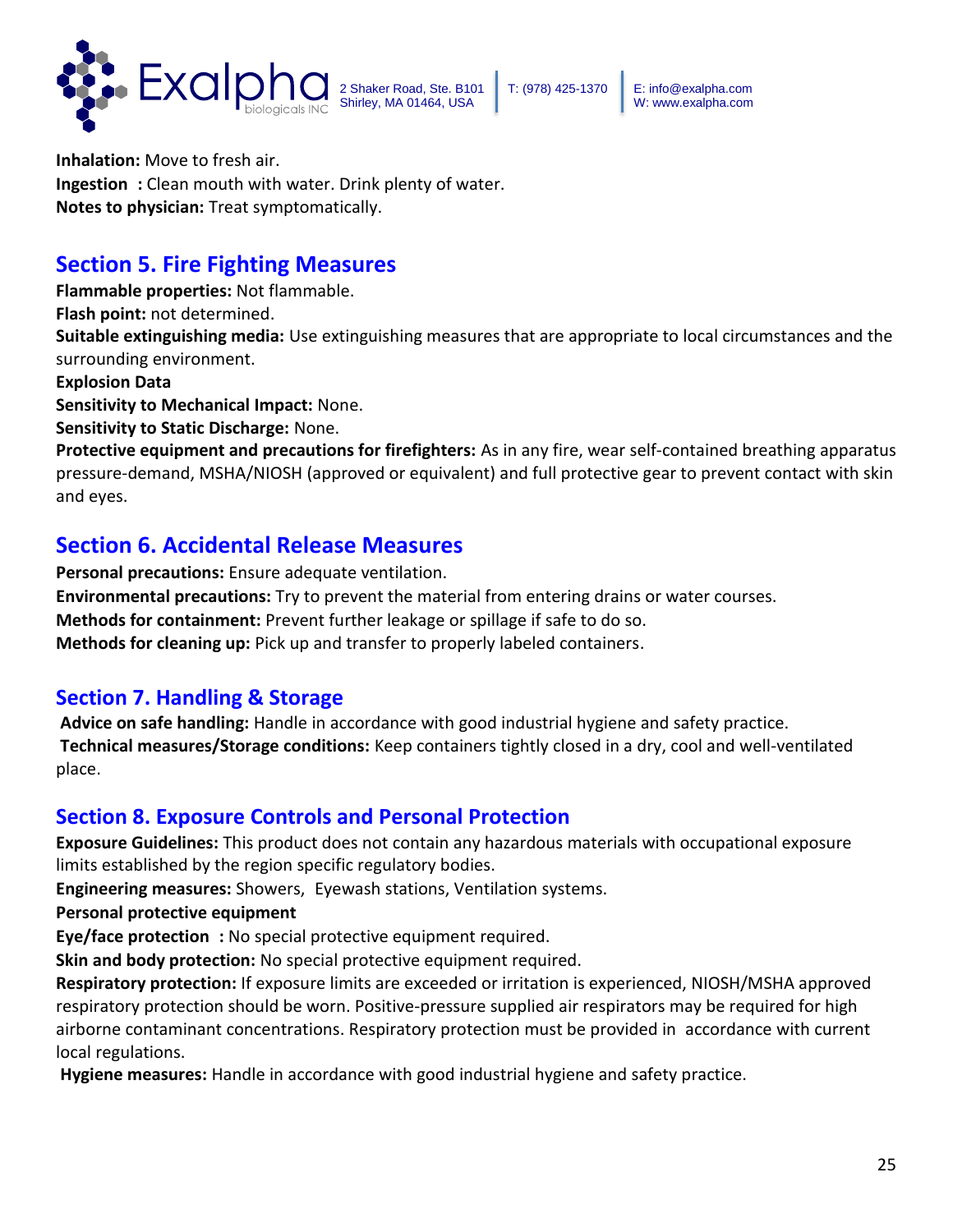**Inhalation:** Move to fresh air.
**Ingestion :** Clean mouth with water. Drink plenty of water.
**Notes to physician:** Treat symptomatically.

## Section 5. Fire Fighting Measures

**Flammable properties:** Not flammable.
**Flash point:** not determined.
**Suitable extinguishing media:** Use extinguishing measures that are appropriate to local circumstances and the surrounding environment.
**Explosion Data**
**Sensitivity to Mechanical Impact:** None.
**Sensitivity to Static Discharge:** None.
**Protective equipment and precautions for firefighters:** As in any fire, wear self-contained breathing apparatus pressure-demand, MSHA/NIOSH (approved or equivalent) and full protective gear to prevent contact with skin and eyes.

## Section 6. Accidental Release Measures

**Personal precautions:** Ensure adequate ventilation.
**Environmental precautions:** Try to prevent the material from entering drains or water courses.
**Methods for containment:** Prevent further leakage or spillage if safe to do so.
**Methods for cleaning up:** Pick up and transfer to properly labeled containers.

## Section 7. Handling & Storage

**Advice on safe handling:** Handle in accordance with good industrial hygiene and safety practice.
**Technical measures/Storage conditions:** Keep containers tightly closed in a dry, cool and well-ventilated place.

## Section 8. Exposure Controls and Personal Protection

**Exposure Guidelines:** This product does not contain any hazardous materials with occupational exposure limits established by the region specific regulatory bodies.
**Engineering measures:** Showers, Eyewash stations, Ventilation systems.
**Personal protective equipment**
**Eye/face protection :** No special protective equipment required.
**Skin and body protection:** No special protective equipment required.
**Respiratory protection:** If exposure limits are exceeded or irritation is experienced, NIOSH/MSHA approved respiratory protection should be worn. Positive-pressure supplied air respirators may be required for high airborne contaminant concentrations. Respiratory protection must be provided in accordance with current local regulations.
**Hygiene measures:** Handle in accordance with good industrial hygiene and safety practice.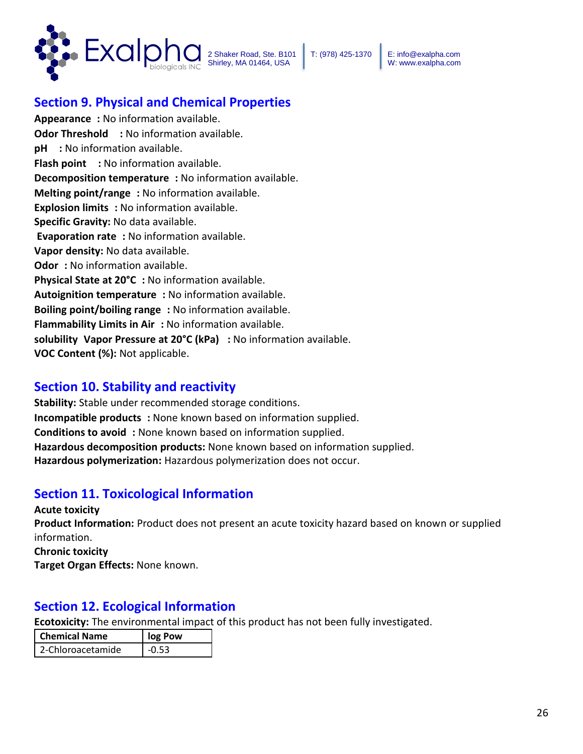## Section 9. Physical and Chemical Properties

**Appearance :** No information available.
**Odor Threshold :** No information available.
**pH :** No information available.
**Flash point :** No information available.
**Decomposition temperature :** No information available.
**Melting point/range :** No information available.
**Explosion limits :** No information available.
**Specific Gravity:** No data available.
**Evaporation rate :** No information available.
**Vapor density:** No data available.
**Odor :** No information available.
**Physical State at 20°C :** No information available.
**Autoignition temperature :** No information available.
**Boiling point/boiling range :** No information available.
**Flammability Limits in Air :** No information available.
**solubility Vapor Pressure at 20°C (kPa) :** No information available.
**VOC Content (%):** Not applicable.

## Section 10. Stability and reactivity

**Stability:** Stable under recommended storage conditions.
**Incompatible products :** None known based on information supplied.
**Conditions to avoid :** None known based on information supplied.
**Hazardous decomposition products:** None known based on information supplied.
**Hazardous polymerization:** Hazardous polymerization does not occur.

## Section 11. Toxicological Information

**Acute toxicity**
**Product Information:** Product does not present an acute toxicity hazard based on known or supplied information.
**Chronic toxicity**
**Target Organ Effects:** None known.

## Section 12. Ecological Information

**Ecotoxicity:** The environmental impact of this product has not been fully investigated.

| Chemical Name | log Pow |
|---|---|
| 2-Chloroacetamide | -0.53 |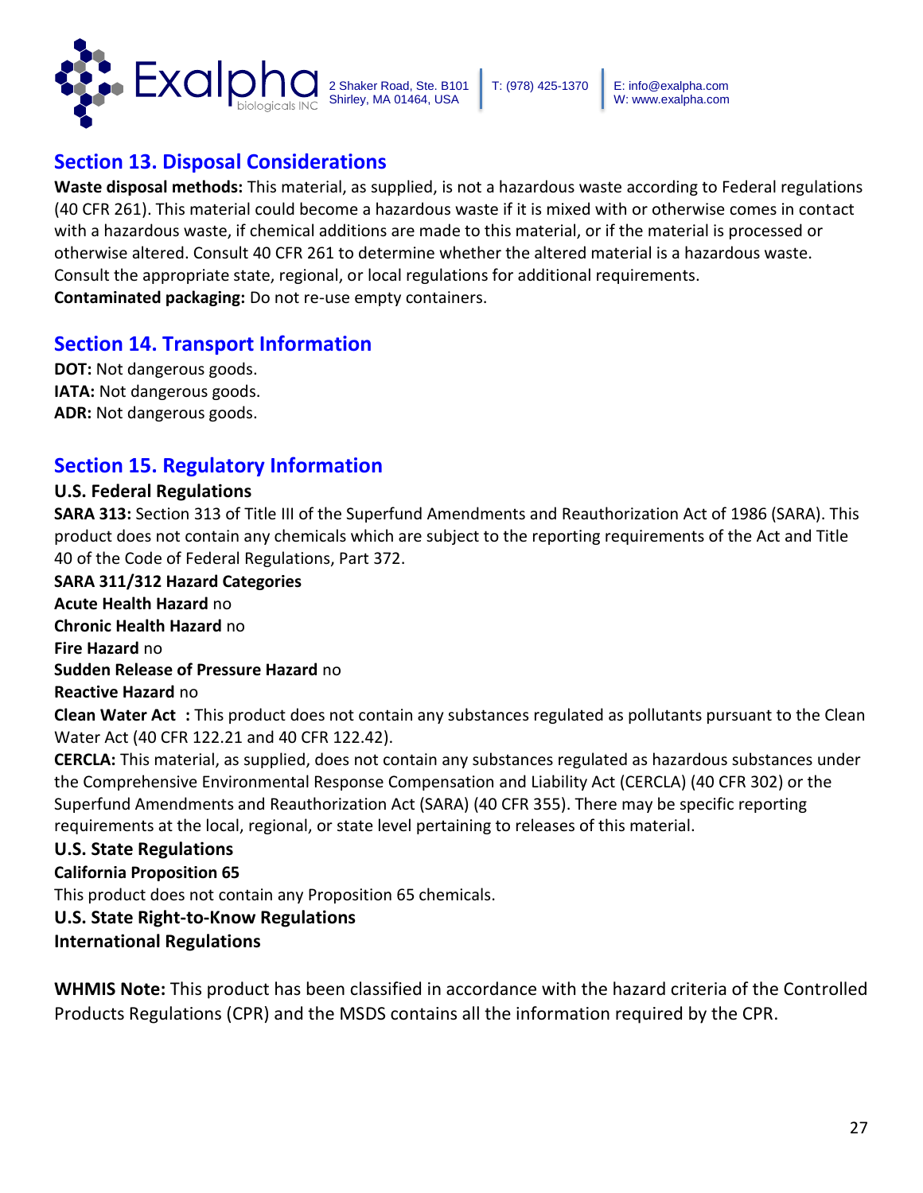## Section 13. Disposal Considerations

**Waste disposal methods:** This material, as supplied, is not a hazardous waste according to Federal regulations (40 CFR 261). This material could become a hazardous waste if it is mixed with or otherwise comes in contact with a hazardous waste, if chemical additions are made to this material, or if the material is processed or otherwise altered. Consult 40 CFR 261 to determine whether the altered material is a hazardous waste. Consult the appropriate state, regional, or local regulations for additional requirements.
**Contaminated packaging:** Do not re-use empty containers.

## Section 14. Transport Information

**DOT:** Not dangerous goods.
**IATA:** Not dangerous goods.
**ADR:** Not dangerous goods.

## Section 15. Regulatory Information

### U.S. Federal Regulations

**SARA 313:** Section 313 of Title III of the Superfund Amendments and Reauthorization Act of 1986 (SARA). This product does not contain any chemicals which are subject to the reporting requirements of the Act and Title 40 of the Code of Federal Regulations, Part 372.

**SARA 311/312 Hazard Categories**
**Acute Health Hazard** no
**Chronic Health Hazard** no
**Fire Hazard** no
**Sudden Release of Pressure Hazard** no
**Reactive Hazard** no

**Clean Water Act :** This product does not contain any substances regulated as pollutants pursuant to the Clean Water Act (40 CFR 122.21 and 40 CFR 122.42).

**CERCLA:** This material, as supplied, does not contain any substances regulated as hazardous substances under the Comprehensive Environmental Response Compensation and Liability Act (CERCLA) (40 CFR 302) or the Superfund Amendments and Reauthorization Act (SARA) (40 CFR 355). There may be specific reporting requirements at the local, regional, or state level pertaining to releases of this material.

### U.S. State Regulations

**California Proposition 65**
This product does not contain any Proposition 65 chemicals.

### U.S. State Right-to-Know Regulations

### International Regulations

**WHMIS Note:** This product has been classified in accordance with the hazard criteria of the Controlled Products Regulations (CPR) and the MSDS contains all the information required by the CPR.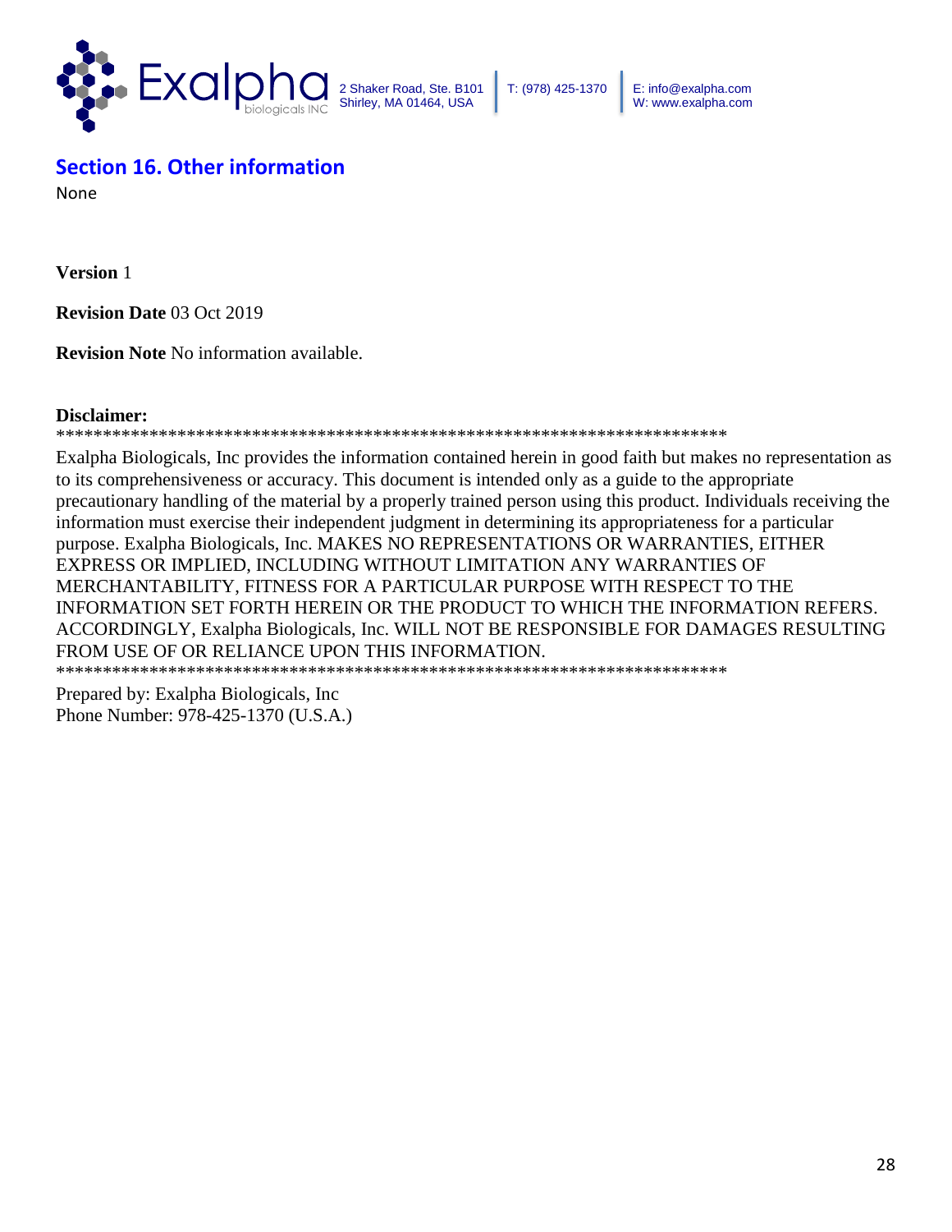## Section 16. Other information

None

**Version** 1

**Revision Date** 03 Oct 2019

**Revision Note** No information available.

**Disclaimer:**

**************************************************************************

Exalpha Biologicals, Inc provides the information contained herein in good faith but makes no representation as to its comprehensiveness or accuracy. This document is intended only as a guide to the appropriate precautionary handling of the material by a properly trained person using this product. Individuals receiving the information must exercise their independent judgment in determining its appropriateness for a particular purpose. Exalpha Biologicals, Inc. MAKES NO REPRESENTATIONS OR WARRANTIES, EITHER EXPRESS OR IMPLIED, INCLUDING WITHOUT LIMITATION ANY WARRANTIES OF MERCHANTABILITY, FITNESS FOR A PARTICULAR PURPOSE WITH RESPECT TO THE INFORMATION SET FORTH HEREIN OR THE PRODUCT TO WHICH THE INFORMATION REFERS. ACCORDINGLY, Exalpha Biologicals, Inc. WILL NOT BE RESPONSIBLE FOR DAMAGES RESULTING FROM USE OF OR RELIANCE UPON THIS INFORMATION.

**************************************************************************

Prepared by: Exalpha Biologicals, Inc
Phone Number: 978-425-1370 (U.S.A.)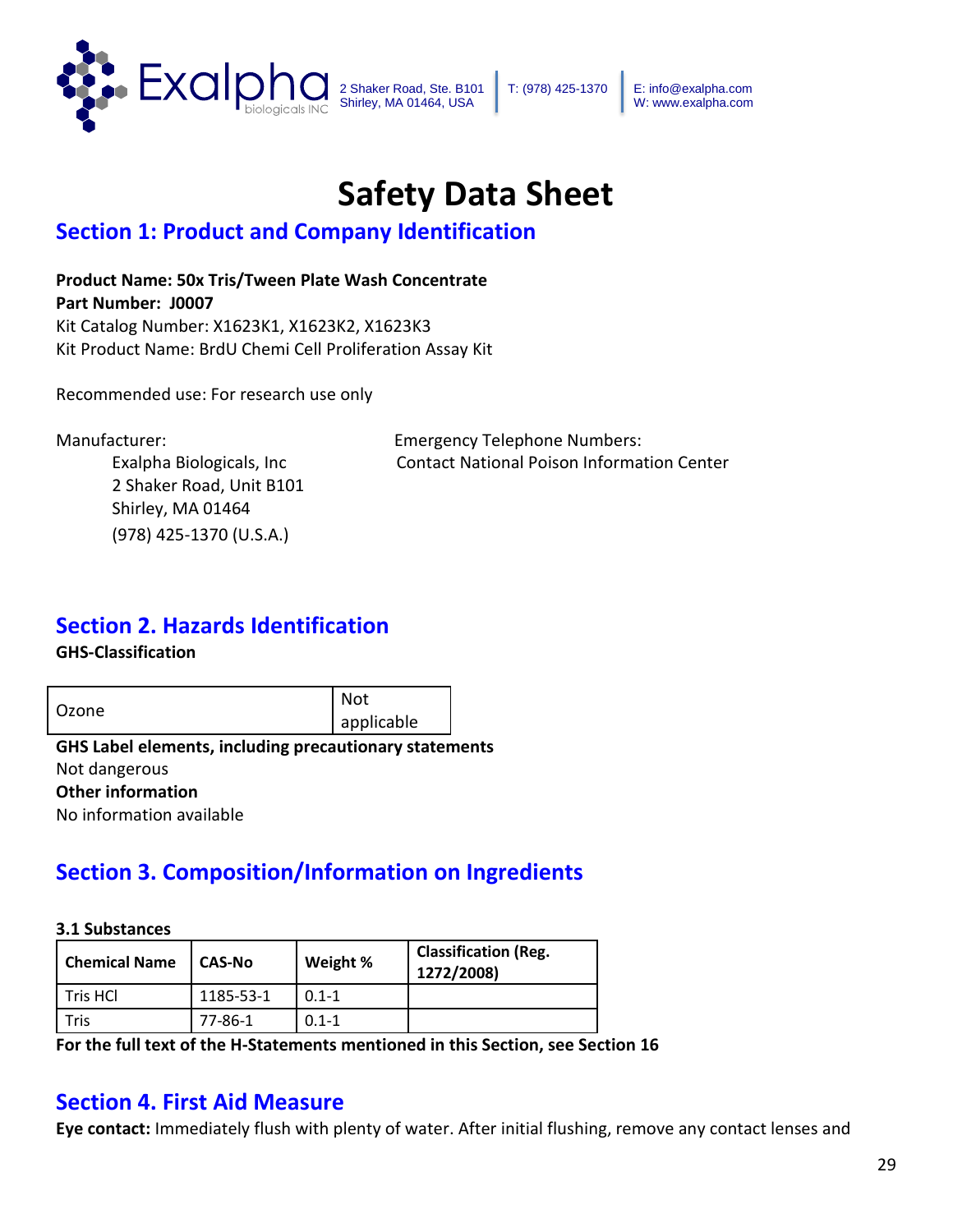# Safety Data Sheet

## Section 1: Product and Company Identification

**Product Name: 50x Tris/Tween Plate Wash Concentrate**
**Part Number: J0007**
Kit Catalog Number: X1623K1, X1623K2, X1623K3
Kit Product Name: BrdU Chemi Cell Proliferation Assay Kit

Recommended use: For research use only

Manufacturer:
Exalpha Biologicals, Inc
2 Shaker Road, Unit B101
Shirley, MA 01464
(978) 425-1370 (U.S.A.)

Emergency Telephone Numbers:
Contact National Poison Information Center

## Section 2. Hazards Identification

**GHS-Classification**

| Ozone | Not applicable |
|---|---|

**GHS Label elements, including precautionary statements**
Not dangerous
**Other information**
No information available

## Section 3. Composition/Information on Ingredients

**3.1 Substances**

| Chemical Name | CAS-No | Weight % | Classification (Reg. 1272/2008) |
|---|---|---|---|
| Tris HCl | 1185-53-1 | 0.1-1 | |
| Tris | 77-86-1 | 0.1-1 | |

**For the full text of the H-Statements mentioned in this Section, see Section 16**

## Section 4. First Aid Measure

**Eye contact:** Immediately flush with plenty of water. After initial flushing, remove any contact lenses and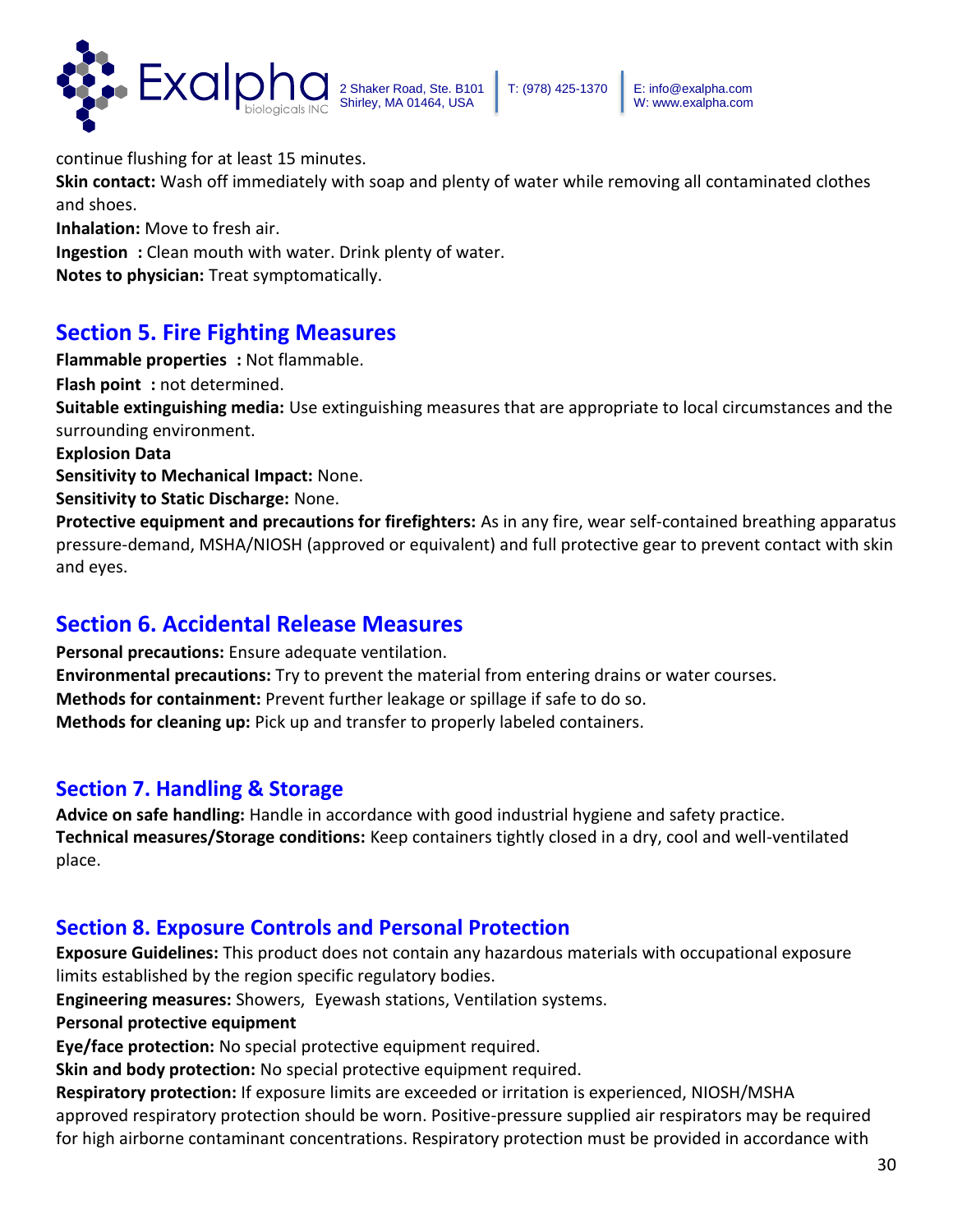continue flushing for at least 15 minutes.

**Skin contact:** Wash off immediately with soap and plenty of water while removing all contaminated clothes and shoes.

**Inhalation:** Move to fresh air.

**Ingestion :** Clean mouth with water. Drink plenty of water.

**Notes to physician:** Treat symptomatically.

## Section 5. Fire Fighting Measures

**Flammable properties :** Not flammable.

**Flash point :** not determined.

**Suitable extinguishing media:** Use extinguishing measures that are appropriate to local circumstances and the surrounding environment.

**Explosion Data**

**Sensitivity to Mechanical Impact:** None.

**Sensitivity to Static Discharge:** None.

**Protective equipment and precautions for firefighters:** As in any fire, wear self-contained breathing apparatus pressure-demand, MSHA/NIOSH (approved or equivalent) and full protective gear to prevent contact with skin and eyes.

## Section 6. Accidental Release Measures

**Personal precautions:** Ensure adequate ventilation.

**Environmental precautions:** Try to prevent the material from entering drains or water courses.

**Methods for containment:** Prevent further leakage or spillage if safe to do so.

**Methods for cleaning up:** Pick up and transfer to properly labeled containers.

## Section 7. Handling & Storage

**Advice on safe handling:** Handle in accordance with good industrial hygiene and safety practice.

**Technical measures/Storage conditions:** Keep containers tightly closed in a dry, cool and well-ventilated place.

## Section 8. Exposure Controls and Personal Protection

**Exposure Guidelines:** This product does not contain any hazardous materials with occupational exposure limits established by the region specific regulatory bodies.

**Engineering measures:** Showers, Eyewash stations, Ventilation systems.

**Personal protective equipment**

**Eye/face protection:** No special protective equipment required.

**Skin and body protection:** No special protective equipment required.

**Respiratory protection:** If exposure limits are exceeded or irritation is experienced, NIOSH/MSHA approved respiratory protection should be worn. Positive-pressure supplied air respirators may be required for high airborne contaminant concentrations. Respiratory protection must be provided in accordance with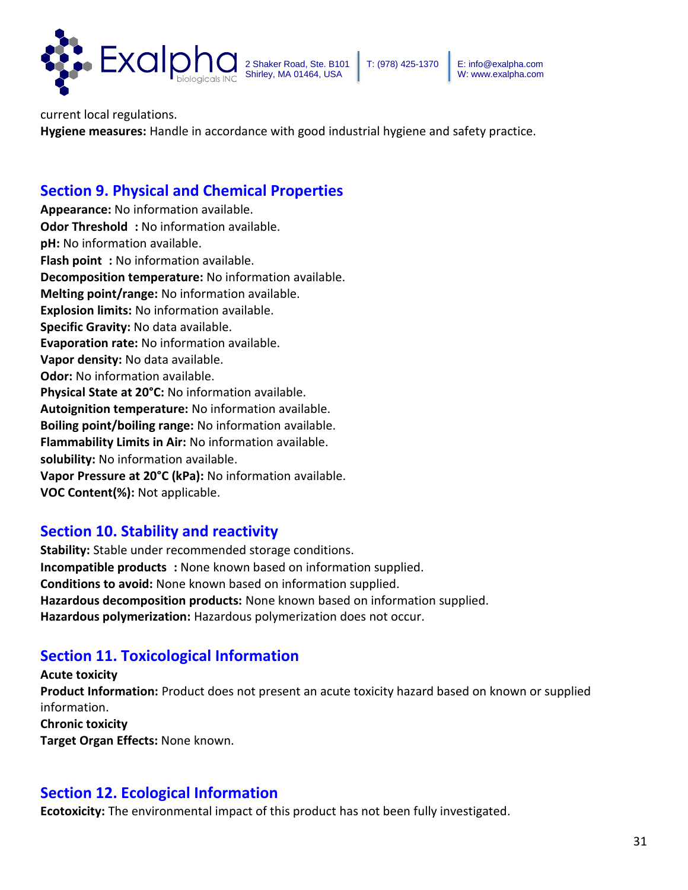current local regulations.
**Hygiene measures:** Handle in accordance with good industrial hygiene and safety practice.

## Section 9. Physical and Chemical Properties

**Appearance:** No information available.
**Odor Threshold :** No information available.
**pH:** No information available.
**Flash point :** No information available.
**Decomposition temperature:** No information available.
**Melting point/range:** No information available.
**Explosion limits:** No information available.
**Specific Gravity:** No data available.
**Evaporation rate:** No information available.
**Vapor density:** No data available.
**Odor:** No information available.
**Physical State at 20°C:** No information available.
**Autoignition temperature:** No information available.
**Boiling point/boiling range:** No information available.
**Flammability Limits in Air:** No information available.
**solubility:** No information available.
**Vapor Pressure at 20°C (kPa):** No information available.
**VOC Content(%):** Not applicable.

## Section 10. Stability and reactivity

**Stability:** Stable under recommended storage conditions.
**Incompatible products :** None known based on information supplied.
**Conditions to avoid:** None known based on information supplied.
**Hazardous decomposition products:** None known based on information supplied.
**Hazardous polymerization:** Hazardous polymerization does not occur.

## Section 11. Toxicological Information

**Acute toxicity**
**Product Information:** Product does not present an acute toxicity hazard based on known or supplied information.
**Chronic toxicity**
**Target Organ Effects:** None known.

## Section 12. Ecological Information

**Ecotoxicity:** The environmental impact of this product has not been fully investigated.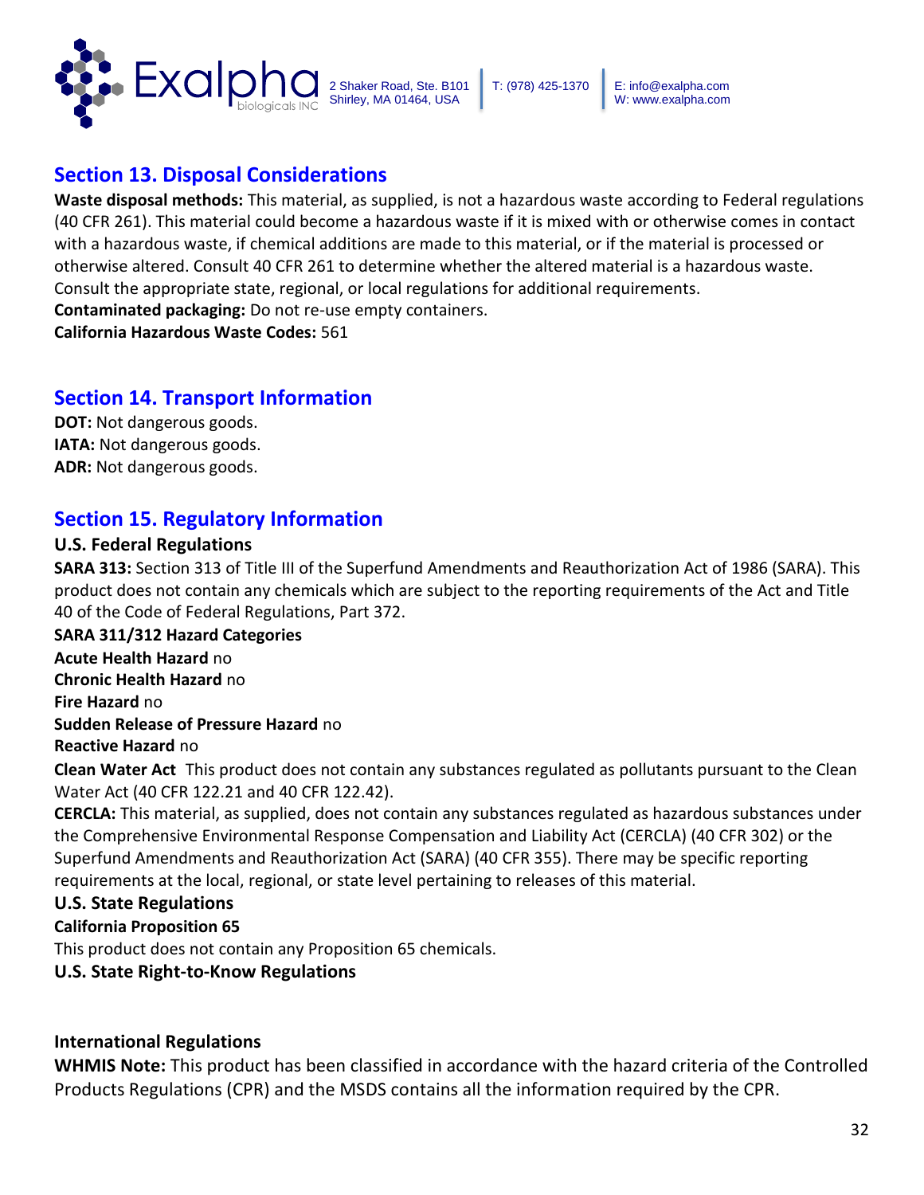## Section 13. Disposal Considerations

**Waste disposal methods:** This material, as supplied, is not a hazardous waste according to Federal regulations (40 CFR 261). This material could become a hazardous waste if it is mixed with or otherwise comes in contact with a hazardous waste, if chemical additions are made to this material, or if the material is processed or otherwise altered. Consult 40 CFR 261 to determine whether the altered material is a hazardous waste. Consult the appropriate state, regional, or local regulations for additional requirements.

**Contaminated packaging:** Do not re-use empty containers.

**California Hazardous Waste Codes:** 561

## Section 14. Transport Information

**DOT:** Not dangerous goods.

**IATA:** Not dangerous goods.

**ADR:** Not dangerous goods.

## Section 15. Regulatory Information

### U.S. Federal Regulations

**SARA 313:** Section 313 of Title III of the Superfund Amendments and Reauthorization Act of 1986 (SARA). This product does not contain any chemicals which are subject to the reporting requirements of the Act and Title 40 of the Code of Federal Regulations, Part 372.

**SARA 311/312 Hazard Categories**

**Acute Health Hazard** no

**Chronic Health Hazard** no

**Fire Hazard** no

**Sudden Release of Pressure Hazard** no

**Reactive Hazard** no

**Clean Water Act** This product does not contain any substances regulated as pollutants pursuant to the Clean Water Act (40 CFR 122.21 and 40 CFR 122.42).

**CERCLA:** This material, as supplied, does not contain any substances regulated as hazardous substances under the Comprehensive Environmental Response Compensation and Liability Act (CERCLA) (40 CFR 302) or the Superfund Amendments and Reauthorization Act (SARA) (40 CFR 355). There may be specific reporting requirements at the local, regional, or state level pertaining to releases of this material.

### U.S. State Regulations

**California Proposition 65**

This product does not contain any Proposition 65 chemicals.

### U.S. State Right-to-Know Regulations

### International Regulations

**WHMIS Note:** This product has been classified in accordance with the hazard criteria of the Controlled Products Regulations (CPR) and the MSDS contains all the information required by the CPR.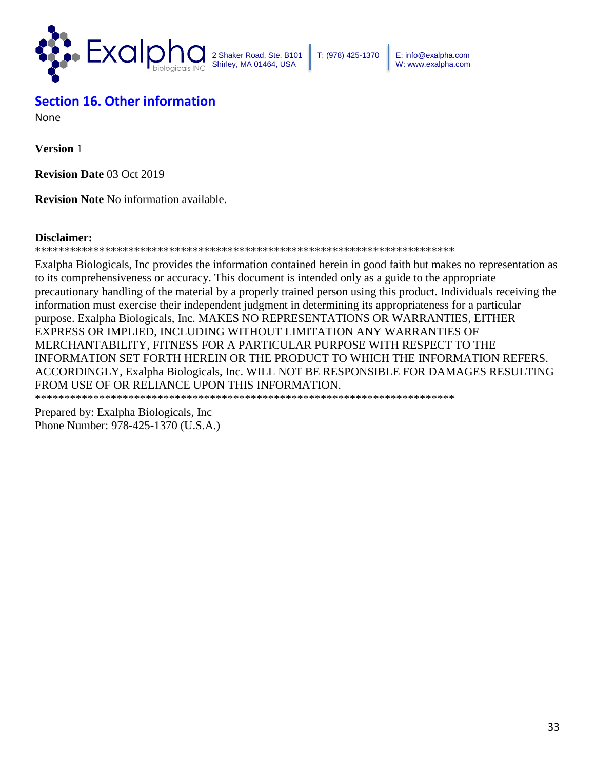## Section 16. Other information

None

**Version** 1

**Revision Date** 03 Oct 2019

**Revision Note** No information available.

**Disclaimer:**

***************************************************************************

Exalpha Biologicals, Inc provides the information contained herein in good faith but makes no representation as to its comprehensiveness or accuracy. This document is intended only as a guide to the appropriate precautionary handling of the material by a properly trained person using this product. Individuals receiving the information must exercise their independent judgment in determining its appropriateness for a particular purpose. Exalpha Biologicals, Inc. MAKES NO REPRESENTATIONS OR WARRANTIES, EITHER EXPRESS OR IMPLIED, INCLUDING WITHOUT LIMITATION ANY WARRANTIES OF MERCHANTABILITY, FITNESS FOR A PARTICULAR PURPOSE WITH RESPECT TO THE INFORMATION SET FORTH HEREIN OR THE PRODUCT TO WHICH THE INFORMATION REFERS. ACCORDINGLY, Exalpha Biologicals, Inc. WILL NOT BE RESPONSIBLE FOR DAMAGES RESULTING FROM USE OF OR RELIANCE UPON THIS INFORMATION.

***************************************************************************

Prepared by: Exalpha Biologicals, Inc
Phone Number: 978-425-1370 (U.S.A.)